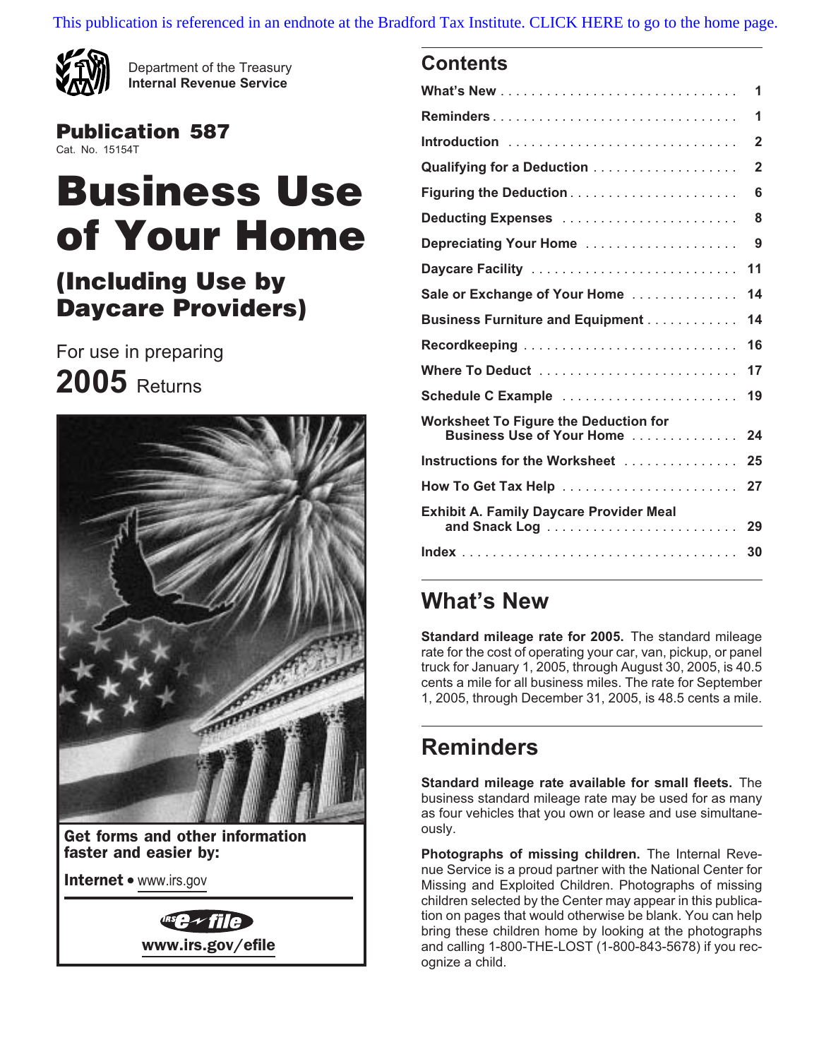This publication is referenced in an endnote at the Bradford Tax Institute. CLICK HERE to go to the home page.

Department of the Treasury
**Internal Revenue Service**

**Publication 587**
Cat. No. 15154T

# Business Use of Your Home

## (Including Use by Daycare Providers)

For use in preparing
**2005** Returns

**Get forms and other information faster and easier by:**

**Internet** • www.irs.gov

IRS e-file
**www.irs.gov/efile**

## Contents

| | |
|---|---|
| **What's New** | 1 |
| **Reminders** | 1 |
| **Introduction** | 2 |
| **Qualifying for a Deduction** | 2 |
| **Figuring the Deduction** | 6 |
| **Deducting Expenses** | 8 |
| **Depreciating Your Home** | 9 |
| **Daycare Facility** | 11 |
| **Sale or Exchange of Your Home** | 14 |
| **Business Furniture and Equipment** | 14 |
| **Recordkeeping** | 16 |
| **Where To Deduct** | 17 |
| **Schedule C Example** | 19 |
| **Worksheet To Figure the Deduction for Business Use of Your Home** | 24 |
| **Instructions for the Worksheet** | 25 |
| **How To Get Tax Help** | 27 |
| **Exhibit A. Family Daycare Provider Meal and Snack Log** | 29 |
| **Index** | 30 |

## What's New

**Standard mileage rate for 2005.** The standard mileage rate for the cost of operating your car, van, pickup, or panel truck for January 1, 2005, through August 30, 2005, is 40.5 cents a mile for all business miles. The rate for September 1, 2005, through December 31, 2005, is 48.5 cents a mile.

## Reminders

**Standard mileage rate available for small fleets.** The business standard mileage rate may be used for as many as four vehicles that you own or lease and use simultaneously.

**Photographs of missing children.** The Internal Revenue Service is a proud partner with the National Center for Missing and Exploited Children. Photographs of missing children selected by the Center may appear in this publication on pages that would otherwise be blank. You can help bring these children home by looking at the photographs and calling 1-800-THE-LOST (1-800-843-5678) if you recognize a child.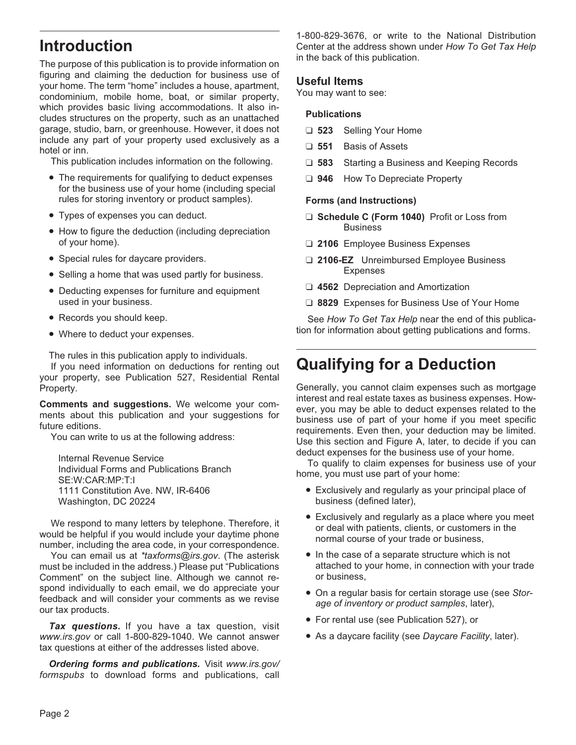# Introduction

The purpose of this publication is to provide information on figuring and claiming the deduction for business use of your home. The term "home" includes a house, apartment, condominium, mobile home, boat, or similar property, which provides basic living accommodations. It also includes structures on the property, such as an unattached garage, studio, barn, or greenhouse. However, it does not include any part of your property used exclusively as a hotel or inn.

This publication includes information on the following.

- The requirements for qualifying to deduct expenses for the business use of your home (including special rules for storing inventory or product samples).
- Types of expenses you can deduct.
- How to figure the deduction (including depreciation of your home).
- Special rules for daycare providers.
- Selling a home that was used partly for business.
- Deducting expenses for furniture and equipment used in your business.
- Records you should keep.
- Where to deduct your expenses.

The rules in this publication apply to individuals.

If you need information on deductions for renting out your property, see Publication 527, Residential Rental Property.

**Comments and suggestions.** We welcome your comments about this publication and your suggestions for future editions.

You can write to us at the following address:

Internal Revenue Service
Individual Forms and Publications Branch
SE:W:CAR:MP:T:I
1111 Constitution Ave. NW, IR-6406
Washington, DC 20224

We respond to many letters by telephone. Therefore, it would be helpful if you would include your daytime phone number, including the area code, in your correspondence.

You can email us at *\*taxforms@irs.gov*. (The asterisk must be included in the address.) Please put "Publications Comment" on the subject line. Although we cannot respond individually to each email, we do appreciate your feedback and will consider your comments as we revise our tax products.

***Tax questions.*** If you have a tax question, visit *www.irs.gov* or call 1-800-829-1040. We cannot answer tax questions at either of the addresses listed above.

***Ordering forms and publications.*** Visit *www.irs.gov/formspubs* to download forms and publications, call 1-800-829-3676, or write to the National Distribution Center at the address shown under *How To Get Tax Help* in the back of this publication.

## Useful Items

You may want to see:

**Publications**

- ❑ **523** Selling Your Home
- ❑ **551** Basis of Assets
- ❑ **583** Starting a Business and Keeping Records
- ❑ **946** How To Depreciate Property

**Forms (and Instructions)**

- ❑ **Schedule C (Form 1040)** Profit or Loss from Business
- ❑ **2106** Employee Business Expenses
- ❑ **2106-EZ** Unreimbursed Employee Business Expenses
- ❑ **4562** Depreciation and Amortization
- ❑ **8829** Expenses for Business Use of Your Home

See *How To Get Tax Help* near the end of this publication for information about getting publications and forms.

# Qualifying for a Deduction

Generally, you cannot claim expenses such as mortgage interest and real estate taxes as business expenses. However, you may be able to deduct expenses related to the business use of part of your home if you meet specific requirements. Even then, your deduction may be limited. Use this section and Figure A, later, to decide if you can deduct expenses for the business use of your home.

To qualify to claim expenses for business use of your home, you must use part of your home:

- Exclusively and regularly as your principal place of business (defined later),
- Exclusively and regularly as a place where you meet or deal with patients, clients, or customers in the normal course of your trade or business,
- In the case of a separate structure which is not attached to your home, in connection with your trade or business,
- On a regular basis for certain storage use (see *Storage of inventory or product samples*, later),
- For rental use (see Publication 527), or
- As a daycare facility (see *Daycare Facility*, later).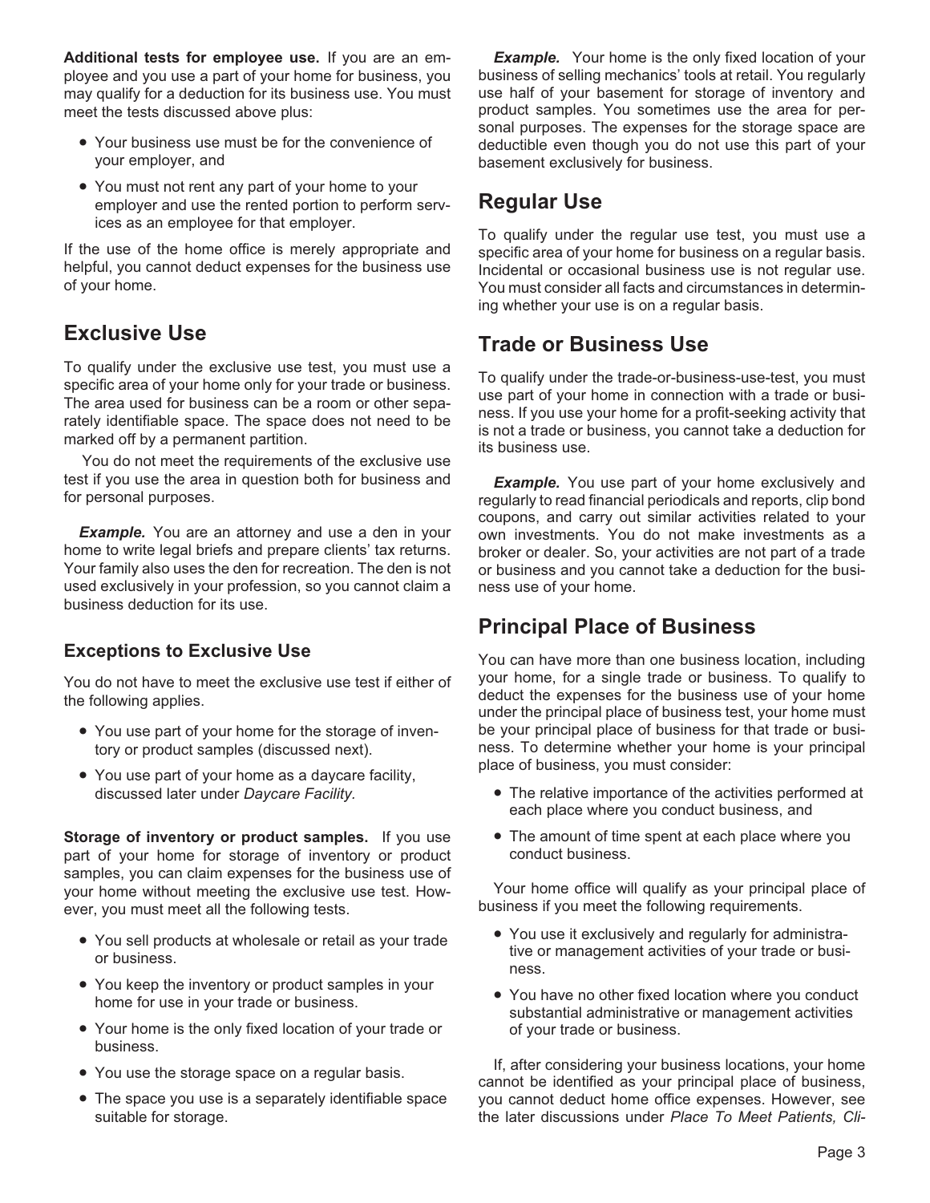**Additional tests for employee use.** If you are an employee and you use a part of your home for business, you may qualify for a deduction for its business use. You must meet the tests discussed above plus:

- Your business use must be for the convenience of your employer, and
- You must not rent any part of your home to your employer and use the rented portion to perform services as an employee for that employer.

If the use of the home office is merely appropriate and helpful, you cannot deduct expenses for the business use of your home.

## Exclusive Use

To qualify under the exclusive use test, you must use a specific area of your home only for your trade or business. The area used for business can be a room or other separately identifiable space. The space does not need to be marked off by a permanent partition.

You do not meet the requirements of the exclusive use test if you use the area in question both for business and for personal purposes.

***Example.*** You are an attorney and use a den in your home to write legal briefs and prepare clients' tax returns. Your family also uses the den for recreation. The den is not used exclusively in your profession, so you cannot claim a business deduction for its use.

### Exceptions to Exclusive Use

You do not have to meet the exclusive use test if either of the following applies.

- You use part of your home for the storage of inventory or product samples (discussed next).
- You use part of your home as a daycare facility, discussed later under *Daycare Facility.*

**Storage of inventory or product samples.** If you use part of your home for storage of inventory or product samples, you can claim expenses for the business use of your home without meeting the exclusive use test. However, you must meet all the following tests.

- You sell products at wholesale or retail as your trade or business.
- You keep the inventory or product samples in your home for use in your trade or business.
- Your home is the only fixed location of your trade or business.
- You use the storage space on a regular basis.
- The space you use is a separately identifiable space suitable for storage.

***Example.*** Your home is the only fixed location of your business of selling mechanics' tools at retail. You regularly use half of your basement for storage of inventory and product samples. You sometimes use the area for personal purposes. The expenses for the storage space are deductible even though you do not use this part of your basement exclusively for business.

## Regular Use

To qualify under the regular use test, you must use a specific area of your home for business on a regular basis. Incidental or occasional business use is not regular use. You must consider all facts and circumstances in determining whether your use is on a regular basis.

## Trade or Business Use

To qualify under the trade-or-business-use-test, you must use part of your home in connection with a trade or business. If you use your home for a profit-seeking activity that is not a trade or business, you cannot take a deduction for its business use.

***Example.*** You use part of your home exclusively and regularly to read financial periodicals and reports, clip bond coupons, and carry out similar activities related to your own investments. You do not make investments as a broker or dealer. So, your activities are not part of a trade or business and you cannot take a deduction for the business use of your home.

## Principal Place of Business

You can have more than one business location, including your home, for a single trade or business. To qualify to deduct the expenses for the business use of your home under the principal place of business test, your home must be your principal place of business for that trade or business. To determine whether your home is your principal place of business, you must consider:

- The relative importance of the activities performed at each place where you conduct business, and
- The amount of time spent at each place where you conduct business.

Your home office will qualify as your principal place of business if you meet the following requirements.

- You use it exclusively and regularly for administrative or management activities of your trade or business.
- You have no other fixed location where you conduct substantial administrative or management activities of your trade or business.

If, after considering your business locations, your home cannot be identified as your principal place of business, you cannot deduct home office expenses. However, see the later discussions under *Place To Meet Patients, Cli-*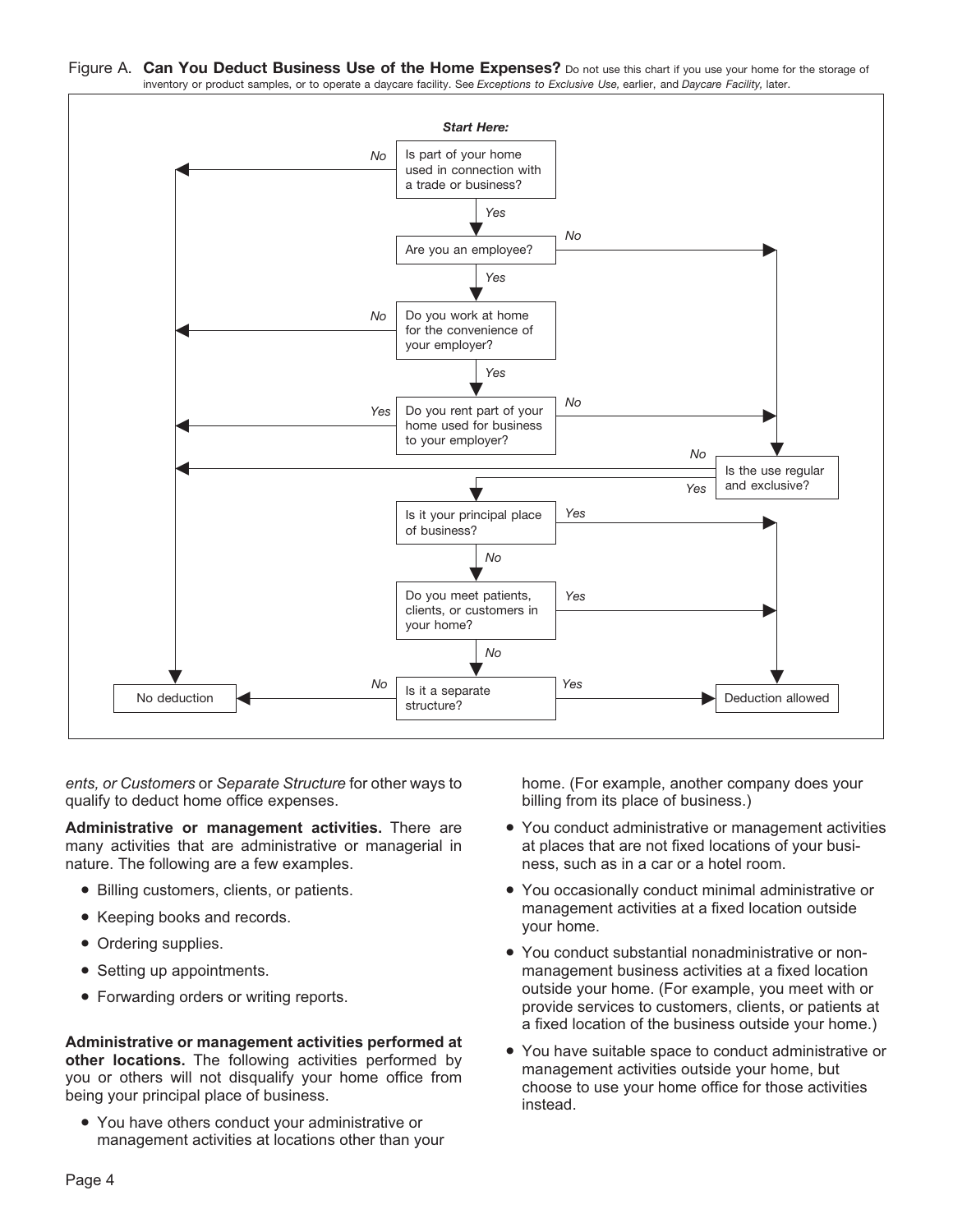Figure A. **Can You Deduct Business Use of the Home Expenses?** Do not use this chart if you use your home for the storage of inventory or product samples, or to operate a daycare facility. See *Exceptions to Exclusive Use,* earlier, and *Daycare Facility,* later.

*Start Here:*

- Is part of your home used in connection with a trade or business?
  - No → No deduction
  - Yes → Are you an employee?
    - No → Is the use regular and exclusive?
    - Yes → Do you work at home for the convenience of your employer?
      - No → No deduction
      - Yes → Do you rent part of your home used for business to your employer?
        - Yes → No deduction
        - No → Is the use regular and exclusive?
- Is the use regular and exclusive?
  - No → No deduction
  - Yes → Is it your principal place of business?
    - Yes → Deduction allowed
    - No → Do you meet patients, clients, or customers in your home?
      - Yes → Deduction allowed
      - No → Is it a separate structure?
        - Yes → Deduction allowed
        - No → No deduction

*ents, or Customers* or *Separate Structure* for other ways to qualify to deduct home office expenses.

**Administrative or management activities.** There are many activities that are administrative or managerial in nature. The following are a few examples.

- Billing customers, clients, or patients.
- Keeping books and records.
- Ordering supplies.
- Setting up appointments.
- Forwarding orders or writing reports.

**Administrative or management activities performed at other locations.** The following activities performed by you or others will not disqualify your home office from being your principal place of business.

- You have others conduct your administrative or management activities at locations other than your home. (For example, another company does your billing from its place of business.)
- You conduct administrative or management activities at places that are not fixed locations of your business, such as in a car or a hotel room.
- You occasionally conduct minimal administrative or management activities at a fixed location outside your home.
- You conduct substantial nonadministrative or nonmanagement business activities at a fixed location outside your home. (For example, you meet with or provide services to customers, clients, or patients at a fixed location of the business outside your home.)
- You have suitable space to conduct administrative or management activities outside your home, but choose to use your home office for those activities instead.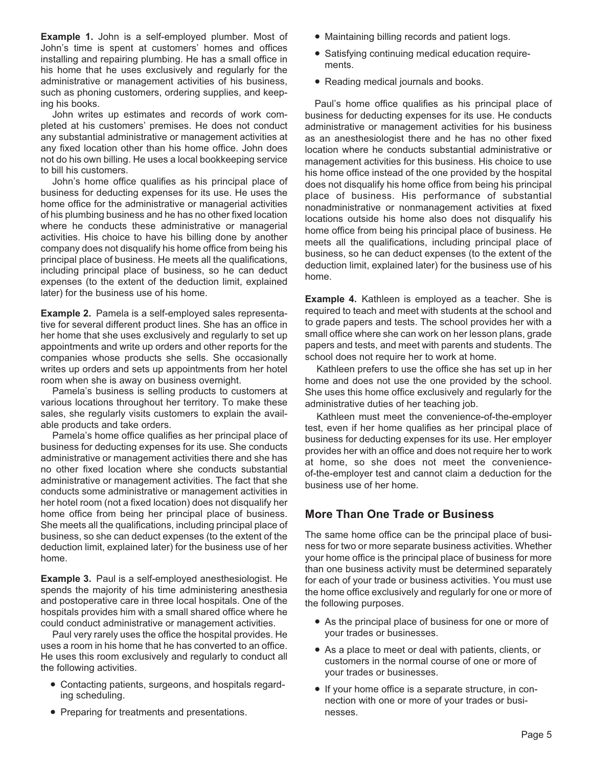**Example 1.** John is a self-employed plumber. Most of John's time is spent at customers' homes and offices installing and repairing plumbing. He has a small office in his home that he uses exclusively and regularly for the administrative or management activities of his business, such as phoning customers, ordering supplies, and keeping his books.

John writes up estimates and records of work completed at his customers' premises. He does not conduct any substantial administrative or management activities at any fixed location other than his home office. John does not do his own billing. He uses a local bookkeeping service to bill his customers.

John's home office qualifies as his principal place of business for deducting expenses for its use. He uses the home office for the administrative or managerial activities of his plumbing business and he has no other fixed location where he conducts these administrative or managerial activities. His choice to have his billing done by another company does not disqualify his home office from being his principal place of business. He meets all the qualifications, including principal place of business, so he can deduct expenses (to the extent of the deduction limit, explained later) for the business use of his home.

**Example 2.** Pamela is a self-employed sales representative for several different product lines. She has an office in her home that she uses exclusively and regularly to set up appointments and write up orders and other reports for the companies whose products she sells. She occasionally writes up orders and sets up appointments from her hotel room when she is away on business overnight.

Pamela's business is selling products to customers at various locations throughout her territory. To make these sales, she regularly visits customers to explain the available products and take orders.

Pamela's home office qualifies as her principal place of business for deducting expenses for its use. She conducts administrative or management activities there and she has no other fixed location where she conducts substantial administrative or management activities. The fact that she conducts some administrative or management activities in her hotel room (not a fixed location) does not disqualify her home office from being her principal place of business. She meets all the qualifications, including principal place of business, so she can deduct expenses (to the extent of the deduction limit, explained later) for the business use of her home.

**Example 3.** Paul is a self-employed anesthesiologist. He spends the majority of his time administering anesthesia and postoperative care in three local hospitals. One of the hospitals provides him with a small shared office where he could conduct administrative or management activities.

Paul very rarely uses the office the hospital provides. He uses a room in his home that he has converted to an office. He uses this room exclusively and regularly to conduct all the following activities.

- Contacting patients, surgeons, and hospitals regarding scheduling.
- Preparing for treatments and presentations.
- Maintaining billing records and patient logs.
- Satisfying continuing medical education requirements.
- Reading medical journals and books.

Paul's home office qualifies as his principal place of business for deducting expenses for its use. He conducts administrative or management activities for his business as an anesthesiologist there and he has no other fixed location where he conducts substantial administrative or management activities for this business. His choice to use his home office instead of the one provided by the hospital does not disqualify his home office from being his principal place of business. His performance of substantial nonadministrative or nonmanagement activities at fixed locations outside his home also does not disqualify his home office from being his principal place of business. He meets all the qualifications, including principal place of business, so he can deduct expenses (to the extent of the deduction limit, explained later) for the business use of his home.

**Example 4.** Kathleen is employed as a teacher. She is required to teach and meet with students at the school and to grade papers and tests. The school provides her with a small office where she can work on her lesson plans, grade papers and tests, and meet with parents and students. The school does not require her to work at home.

Kathleen prefers to use the office she has set up in her home and does not use the one provided by the school. She uses this home office exclusively and regularly for the administrative duties of her teaching job.

Kathleen must meet the convenience-of-the-employer test, even if her home qualifies as her principal place of business for deducting expenses for its use. Her employer provides her with an office and does not require her to work at home, so she does not meet the convenience-of-the-employer test and cannot claim a deduction for the business use of her home.

## More Than One Trade or Business

The same home office can be the principal place of business for two or more separate business activities. Whether your home office is the principal place of business for more than one business activity must be determined separately for each of your trade or business activities. You must use the home office exclusively and regularly for one or more of the following purposes.

- As the principal place of business for one or more of your trades or businesses.
- As a place to meet or deal with patients, clients, or customers in the normal course of one or more of your trades or businesses.
- If your home office is a separate structure, in connection with one or more of your trades or businesses.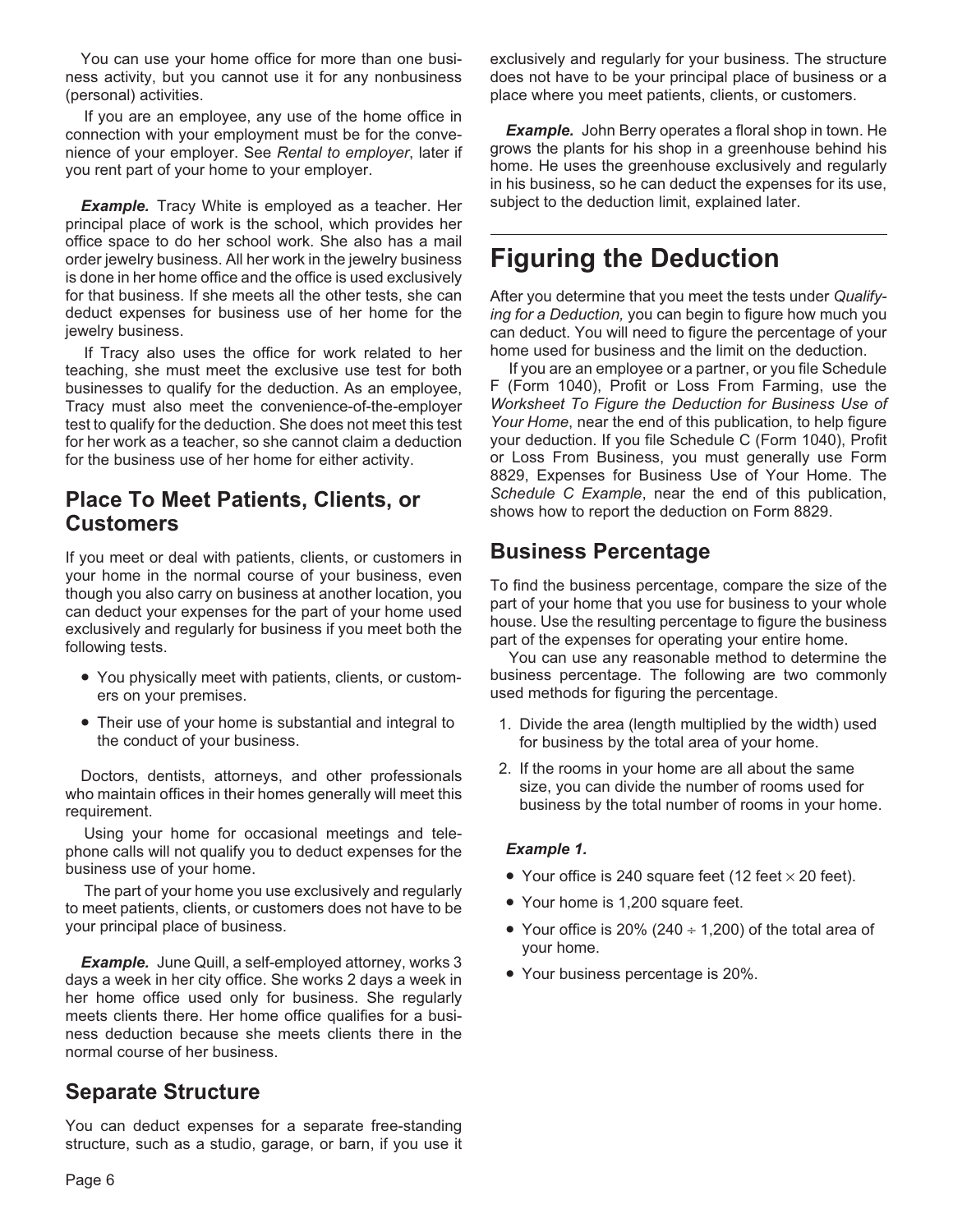You can use your home office for more than one business activity, but you cannot use it for any nonbusiness (personal) activities.

If you are an employee, any use of the home office in connection with your employment must be for the convenience of your employer. See *Rental to employer*, later if you rent part of your home to your employer.

***Example.*** Tracy White is employed as a teacher. Her principal place of work is the school, which provides her office space to do her school work. She also has a mail order jewelry business. All her work in the jewelry business is done in her home office and the office is used exclusively for that business. If she meets all the other tests, she can deduct expenses for business use of her home for the jewelry business.

If Tracy also uses the office for work related to her teaching, she must meet the exclusive use test for both businesses to qualify for the deduction. As an employee, Tracy must also meet the convenience-of-the-employer test to qualify for the deduction. She does not meet this test for her work as a teacher, so she cannot claim a deduction for the business use of her home for either activity.

## Place To Meet Patients, Clients, or Customers

If you meet or deal with patients, clients, or customers in your home in the normal course of your business, even though you also carry on business at another location, you can deduct your expenses for the part of your home used exclusively and regularly for business if you meet both the following tests.

- You physically meet with patients, clients, or customers on your premises.
- Their use of your home is substantial and integral to the conduct of your business.

Doctors, dentists, attorneys, and other professionals who maintain offices in their homes generally will meet this requirement.

Using your home for occasional meetings and telephone calls will not qualify you to deduct expenses for the business use of your home.

The part of your home you use exclusively and regularly to meet patients, clients, or customers does not have to be your principal place of business.

***Example.*** June Quill, a self-employed attorney, works 3 days a week in her city office. She works 2 days a week in her home office used only for business. She regularly meets clients there. Her home office qualifies for a business deduction because she meets clients there in the normal course of her business.

## Separate Structure

You can deduct expenses for a separate free-standing structure, such as a studio, garage, or barn, if you use it exclusively and regularly for your business. The structure does not have to be your principal place of business or a place where you meet patients, clients, or customers.

***Example.*** John Berry operates a floral shop in town. He grows the plants for his shop in a greenhouse behind his home. He uses the greenhouse exclusively and regularly in his business, so he can deduct the expenses for its use, subject to the deduction limit, explained later.

# Figuring the Deduction

After you determine that you meet the tests under *Qualifying for a Deduction,* you can begin to figure how much you can deduct. You will need to figure the percentage of your home used for business and the limit on the deduction.

If you are an employee or a partner, or you file Schedule F (Form 1040), Profit or Loss From Farming, use the *Worksheet To Figure the Deduction for Business Use of Your Home*, near the end of this publication, to help figure your deduction. If you file Schedule C (Form 1040), Profit or Loss From Business, you must generally use Form 8829, Expenses for Business Use of Your Home. The *Schedule C Example*, near the end of this publication, shows how to report the deduction on Form 8829.

## Business Percentage

To find the business percentage, compare the size of the part of your home that you use for business to your whole house. Use the resulting percentage to figure the business part of the expenses for operating your entire home.

You can use any reasonable method to determine the business percentage. The following are two commonly used methods for figuring the percentage.

1. Divide the area (length multiplied by the width) used for business by the total area of your home.
2. If the rooms in your home are all about the same size, you can divide the number of rooms used for business by the total number of rooms in your home.

***Example 1.***

- Your office is 240 square feet (12 feet × 20 feet).
- Your home is 1,200 square feet.
- Your office is 20% (240 ÷ 1,200) of the total area of your home.
- Your business percentage is 20%.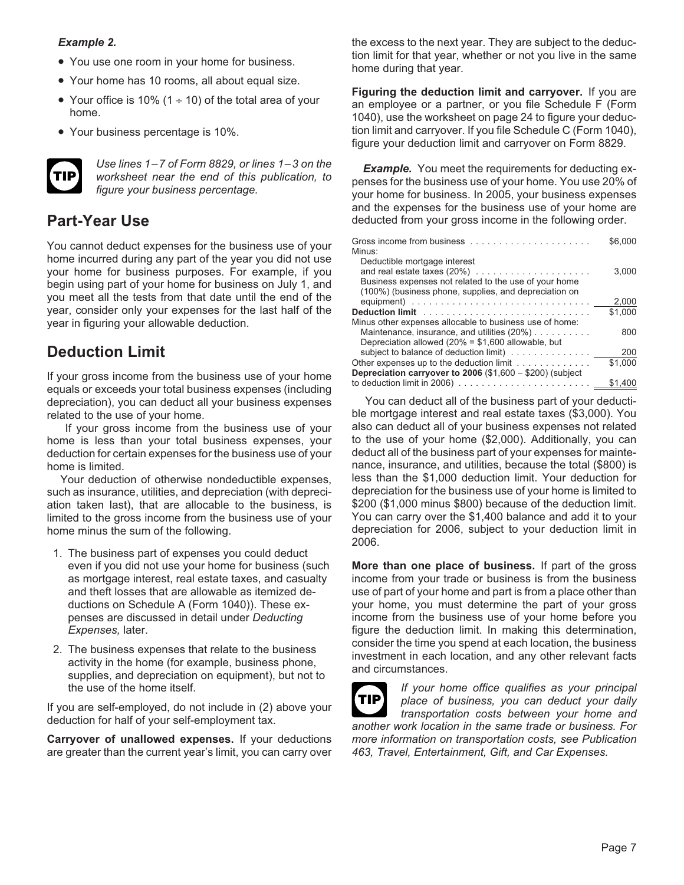***Example 2.***

- You use one room in your home for business.
- Your home has 10 rooms, all about equal size.
- Your office is 10% (1 ÷ 10) of the total area of your home.
- Your business percentage is 10%.

**TIP** *Use lines 1–7 of Form 8829, or lines 1–3 on the worksheet near the end of this publication, to figure your business percentage.*

## Part-Year Use

You cannot deduct expenses for the business use of your home incurred during any part of the year you did not use your home for business purposes. For example, if you begin using part of your home for business on July 1, and you meet all the tests from that date until the end of the year, consider only your expenses for the last half of the year in figuring your allowable deduction.

## Deduction Limit

If your gross income from the business use of your home equals or exceeds your total business expenses (including depreciation), you can deduct all your business expenses related to the use of your home.

If your gross income from the business use of your home is less than your total business expenses, your deduction for certain expenses for the business use of your home is limited.

Your deduction of otherwise nondeductible expenses, such as insurance, utilities, and depreciation (with depreciation taken last), that are allocable to the business, is limited to the gross income from the business use of your home minus the sum of the following.

1. The business part of expenses you could deduct even if you did not use your home for business (such as mortgage interest, real estate taxes, and casualty and theft losses that are allowable as itemized deductions on Schedule A (Form 1040)). These expenses are discussed in detail under *Deducting Expenses,* later.
2. The business expenses that relate to the business activity in the home (for example, business phone, supplies, and depreciation on equipment), but not to the use of the home itself.

If you are self-employed, do not include in (2) above your deduction for half of your self-employment tax.

**Carryover of unallowed expenses.** If your deductions are greater than the current year's limit, you can carry over the excess to the next year. They are subject to the deduction limit for that year, whether or not you live in the same home during that year.

**Figuring the deduction limit and carryover.** If you are an employee or a partner, or you file Schedule F (Form 1040), use the worksheet on page 24 to figure your deduction limit and carryover. If you file Schedule C (Form 1040), figure your deduction limit and carryover on Form 8829.

***Example.*** You meet the requirements for deducting expenses for the business use of your home. You use 20% of your home for business. In 2005, your business expenses and the expenses for the business use of your home are deducted from your gross income in the following order.

| | |
|---|---|
| Gross income from business | $6,000 |
| Minus: | |
| Deductible mortgage interest and real estate taxes (20%) | 3,000 |
| Business expenses not related to the use of your home (100%) (business phone, supplies, and depreciation on equipment) | 2,000 |
| **Deduction limit** | $1,000 |
| Minus other expenses allocable to business use of home: | |
| Maintenance, insurance, and utilities (20%) | 800 |
| Depreciation allowed (20% = $1,600 allowable, but subject to balance of deduction limit) | 200 |
| Other expenses up to the deduction limit | $1,000 |
| **Depreciation carryover to 2006** ($1,600 − $200) (subject to deduction limit in 2006) | $1,400 |

You can deduct all of the business part of your deductible mortgage interest and real estate taxes ($3,000). You also can deduct all of your business expenses not related to the use of your home ($2,000). Additionally, you can deduct all of the business part of your expenses for maintenance, insurance, and utilities, because the total ($800) is less than the $1,000 deduction limit. Your deduction for depreciation for the business use of your home is limited to $200 ($1,000 minus $800) because of the deduction limit. You can carry over the $1,400 balance and add it to your depreciation for 2006, subject to your deduction limit in 2006.

**More than one place of business.** If part of the gross income from your trade or business is from the business use of part of your home and part is from a place other than your home, you must determine the part of your gross income from the business use of your home before you figure the deduction limit. In making this determination, consider the time you spend at each location, the business investment in each location, and any other relevant facts and circumstances.

**TIP** *If your home office qualifies as your principal place of business, you can deduct your daily transportation costs between your home and another work location in the same trade or business. For more information on transportation costs, see Publication 463, Travel, Entertainment, Gift, and Car Expenses.*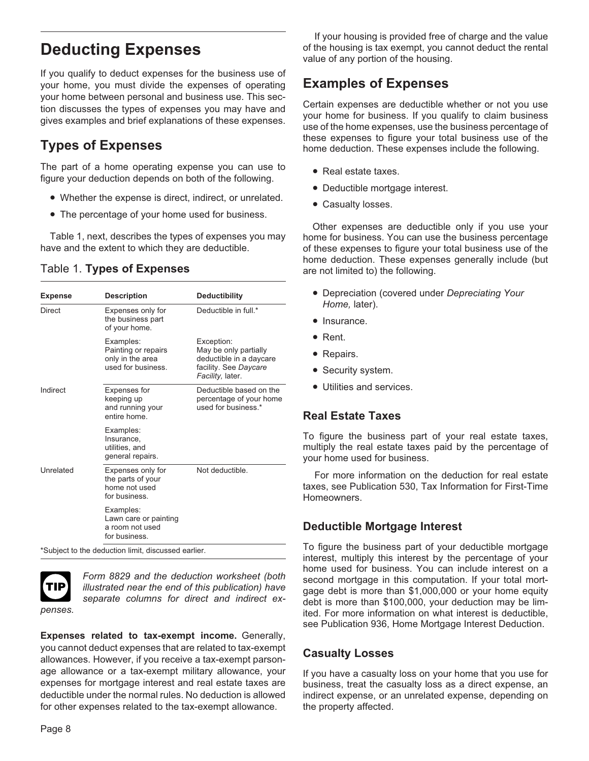# Deducting Expenses

If you qualify to deduct expenses for the business use of your home, you must divide the expenses of operating your home between personal and business use. This section discusses the types of expenses you may have and gives examples and brief explanations of these expenses.

## Types of Expenses

The part of a home operating expense you can use to figure your deduction depends on both of the following.

- Whether the expense is direct, indirect, or unrelated.
- The percentage of your home used for business.

Table 1, next, describes the types of expenses you may have and the extent to which they are deductible.

Table 1. **Types of Expenses**

| Expense | Description | Deductibility |
|---|---|---|
| Direct | Expenses only for the business part of your home. | Deductible in full.* |
| | Examples: Painting or repairs only in the area used for business. | Exception: May be only partially deductible in a daycare facility. See *Daycare Facility,* later. |
| Indirect | Expenses for keeping up and running your entire home. | Deductible based on the percentage of your home used for business.* |
| | Examples: Insurance, utilities, and general repairs. | |
| Unrelated | Expenses only for the parts of your home not used for business. | Not deductible. |
| | Examples: Lawn care or painting a room not used for business. | |

*Subject to the deduction limit, discussed earlier.

> **TIP** *Form 8829 and the deduction worksheet (both illustrated near the end of this publication) have separate columns for direct and indirect expenses.*

**Expenses related to tax-exempt income.** Generally, you cannot deduct expenses that are related to tax-exempt allowances. However, if you receive a tax-exempt parsonage allowance or a tax-exempt military allowance, your expenses for mortgage interest and real estate taxes are deductible under the normal rules. No deduction is allowed for other expenses related to the tax-exempt allowance.

If your housing is provided free of charge and the value of the housing is tax exempt, you cannot deduct the rental value of any portion of the housing.

## Examples of Expenses

Certain expenses are deductible whether or not you use your home for business. If you qualify to claim business use of the home expenses, use the business percentage of these expenses to figure your total business use of the home deduction. These expenses include the following.

- Real estate taxes.
- Deductible mortgage interest.
- Casualty losses.

Other expenses are deductible only if you use your home for business. You can use the business percentage of these expenses to figure your total business use of the home deduction. These expenses generally include (but are not limited to) the following.

- Depreciation (covered under *Depreciating Your Home,* later).
- Insurance.
- Rent.
- Repairs.
- Security system.
- Utilities and services.

### Real Estate Taxes

To figure the business part of your real estate taxes, multiply the real estate taxes paid by the percentage of your home used for business.

For more information on the deduction for real estate taxes, see Publication 530, Tax Information for First-Time Homeowners.

### Deductible Mortgage Interest

To figure the business part of your deductible mortgage interest, multiply this interest by the percentage of your home used for business. You can include interest on a second mortgage in this computation. If your total mortgage debt is more than $1,000,000 or your home equity debt is more than $100,000, your deduction may be limited. For more information on what interest is deductible, see Publication 936, Home Mortgage Interest Deduction.

### Casualty Losses

If you have a casualty loss on your home that you use for business, treat the casualty loss as a direct expense, an indirect expense, or an unrelated expense, depending on the property affected.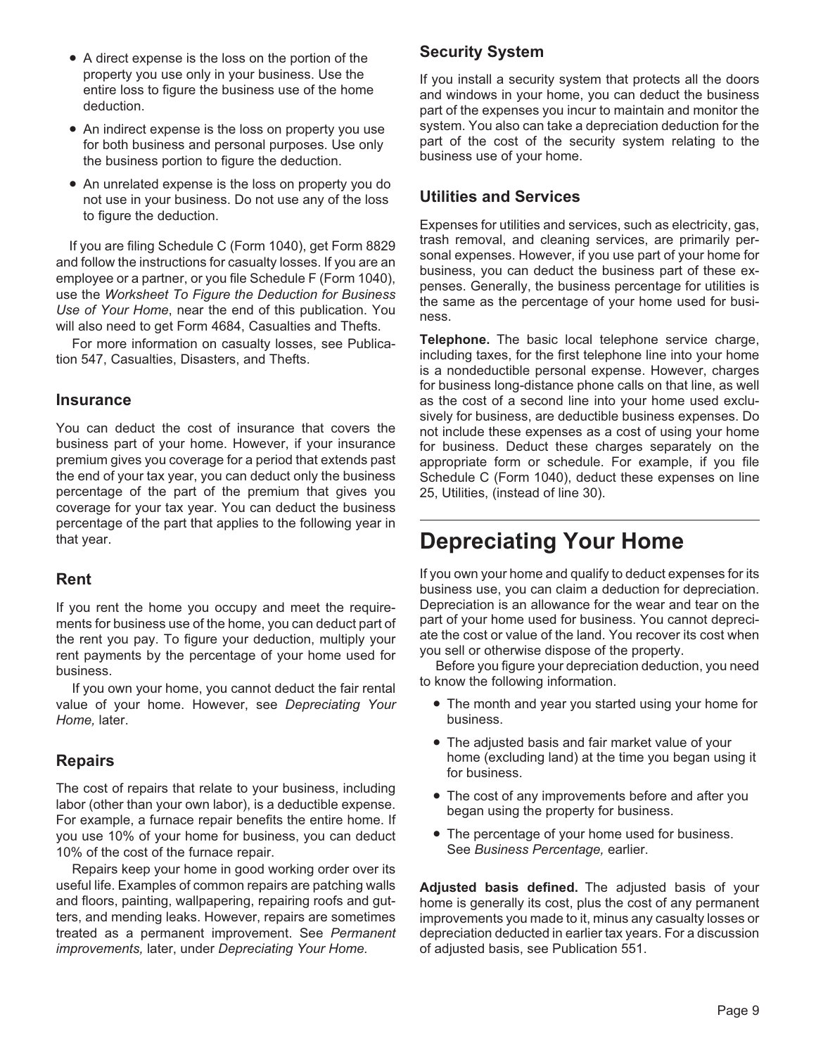- A direct expense is the loss on the portion of the property you use only in your business. Use the entire loss to figure the business use of the home deduction.
- An indirect expense is the loss on property you use for both business and personal purposes. Use only the business portion to figure the deduction.
- An unrelated expense is the loss on property you do not use in your business. Do not use any of the loss to figure the deduction.

If you are filing Schedule C (Form 1040), get Form 8829 and follow the instructions for casualty losses. If you are an employee or a partner, or you file Schedule F (Form 1040), use the *Worksheet To Figure the Deduction for Business Use of Your Home*, near the end of this publication. You will also need to get Form 4684, Casualties and Thefts.

For more information on casualty losses, see Publication 547, Casualties, Disasters, and Thefts.

### Insurance

You can deduct the cost of insurance that covers the business part of your home. However, if your insurance premium gives you coverage for a period that extends past the end of your tax year, you can deduct only the business percentage of the part of the premium that gives you coverage for your tax year. You can deduct the business percentage of the part that applies to the following year in that year.

### Rent

If you rent the home you occupy and meet the requirements for business use of the home, you can deduct part of the rent you pay. To figure your deduction, multiply your rent payments by the percentage of your home used for business.

If you own your home, you cannot deduct the fair rental value of your home. However, see *Depreciating Your Home,* later.

### Repairs

The cost of repairs that relate to your business, including labor (other than your own labor), is a deductible expense. For example, a furnace repair benefits the entire home. If you use 10% of your home for business, you can deduct 10% of the cost of the furnace repair.

Repairs keep your home in good working order over its useful life. Examples of common repairs are patching walls and floors, painting, wallpapering, repairing roofs and gutters, and mending leaks. However, repairs are sometimes treated as a permanent improvement. See *Permanent improvements,* later, under *Depreciating Your Home.*

### Security System

If you install a security system that protects all the doors and windows in your home, you can deduct the business part of the expenses you incur to maintain and monitor the system. You also can take a depreciation deduction for the part of the cost of the security system relating to the business use of your home.

### Utilities and Services

Expenses for utilities and services, such as electricity, gas, trash removal, and cleaning services, are primarily personal expenses. However, if you use part of your home for business, you can deduct the business part of these expenses. Generally, the business percentage for utilities is the same as the percentage of your home used for business.

**Telephone.** The basic local telephone service charge, including taxes, for the first telephone line into your home is a nondeductible personal expense. However, charges for business long-distance phone calls on that line, as well as the cost of a second line into your home used exclusively for business, are deductible business expenses. Do not include these expenses as a cost of using your home for business. Deduct these charges separately on the appropriate form or schedule. For example, if you file Schedule C (Form 1040), deduct these expenses on line 25, Utilities, (instead of line 30).

## Depreciating Your Home

If you own your home and qualify to deduct expenses for its business use, you can claim a deduction for depreciation. Depreciation is an allowance for the wear and tear on the part of your home used for business. You cannot depreciate the cost or value of the land. You recover its cost when you sell or otherwise dispose of the property.

Before you figure your depreciation deduction, you need to know the following information.

- The month and year you started using your home for business.
- The adjusted basis and fair market value of your home (excluding land) at the time you began using it for business.
- The cost of any improvements before and after you began using the property for business.
- The percentage of your home used for business. See *Business Percentage,* earlier.

**Adjusted basis defined.** The adjusted basis of your home is generally its cost, plus the cost of any permanent improvements you made to it, minus any casualty losses or depreciation deducted in earlier tax years. For a discussion of adjusted basis, see Publication 551.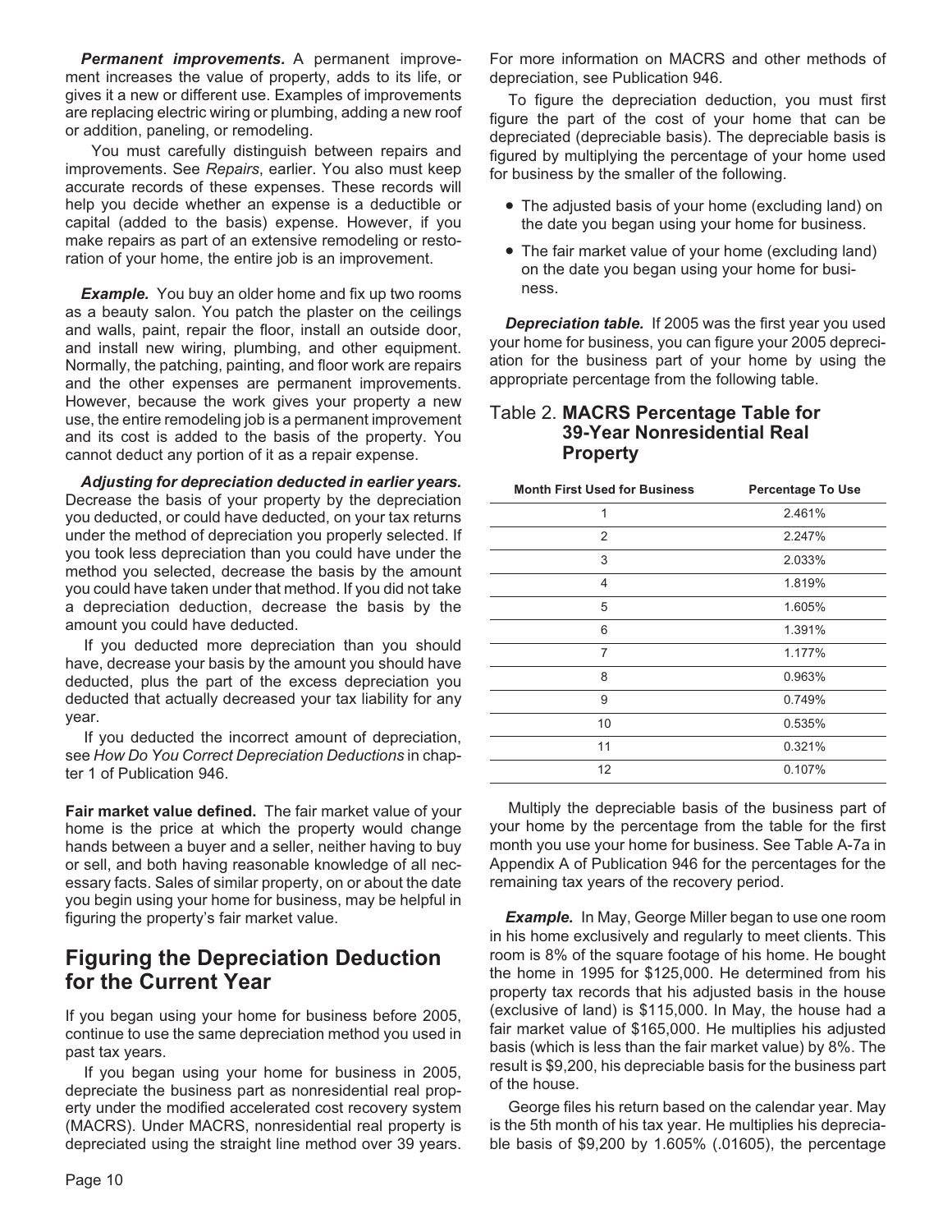***Permanent improvements.*** A permanent improvement increases the value of property, adds to its life, or gives it a new or different use. Examples of improvements are replacing electric wiring or plumbing, adding a new roof or addition, paneling, or remodeling.

You must carefully distinguish between repairs and improvements. See *Repairs*, earlier. You also must keep accurate records of these expenses. These records will help you decide whether an expense is a deductible or capital (added to the basis) expense. However, if you make repairs as part of an extensive remodeling or restoration of your home, the entire job is an improvement.

***Example.*** You buy an older home and fix up two rooms as a beauty salon. You patch the plaster on the ceilings and walls, paint, repair the floor, install an outside door, and install new wiring, plumbing, and other equipment. Normally, the patching, painting, and floor work are repairs and the other expenses are permanent improvements. However, because the work gives your property a new use, the entire remodeling job is a permanent improvement and its cost is added to the basis of the property. You cannot deduct any portion of it as a repair expense.

***Adjusting for depreciation deducted in earlier years.*** Decrease the basis of your property by the depreciation you deducted, or could have deducted, on your tax returns under the method of depreciation you properly selected. If you took less depreciation than you could have under the method you selected, decrease the basis by the amount you could have taken under that method. If you did not take a depreciation deduction, decrease the basis by the amount you could have deducted.

If you deducted more depreciation than you should have, decrease your basis by the amount you should have deducted, plus the part of the excess depreciation you deducted that actually decreased your tax liability for any year.

If you deducted the incorrect amount of depreciation, see *How Do You Correct Depreciation Deductions* in chapter 1 of Publication 946.

**Fair market value defined.** The fair market value of your home is the price at which the property would change hands between a buyer and a seller, neither having to buy or sell, and both having reasonable knowledge of all necessary facts. Sales of similar property, on or about the date you begin using your home for business, may be helpful in figuring the property's fair market value.

## Figuring the Depreciation Deduction for the Current Year

If you began using your home for business before 2005, continue to use the same depreciation method you used in past tax years.

If you began using your home for business in 2005, depreciate the business part as nonresidential real property under the modified accelerated cost recovery system (MACRS). Under MACRS, nonresidential real property is depreciated using the straight line method over 39 years. For more information on MACRS and other methods of depreciation, see Publication 946.

To figure the depreciation deduction, you must first figure the part of the cost of your home that can be depreciated (depreciable basis). The depreciable basis is figured by multiplying the percentage of your home used for business by the smaller of the following.

- The adjusted basis of your home (excluding land) on the date you began using your home for business.
- The fair market value of your home (excluding land) on the date you began using your home for business.

***Depreciation table.*** If 2005 was the first year you used your home for business, you can figure your 2005 depreciation for the business part of your home by using the appropriate percentage from the following table.

Table 2. **MACRS Percentage Table for 39-Year Nonresidential Real Property**

| Month First Used for Business | Percentage To Use |
|---|---|
| 1 | 2.461% |
| 2 | 2.247% |
| 3 | 2.033% |
| 4 | 1.819% |
| 5 | 1.605% |
| 6 | 1.391% |
| 7 | 1.177% |
| 8 | 0.963% |
| 9 | 0.749% |
| 10 | 0.535% |
| 11 | 0.321% |
| 12 | 0.107% |

Multiply the depreciable basis of the business part of your home by the percentage from the table for the first month you use your home for business. See Table A-7a in Appendix A of Publication 946 for the percentages for the remaining tax years of the recovery period.

***Example.*** In May, George Miller began to use one room in his home exclusively and regularly to meet clients. This room is 8% of the square footage of his home. He bought the home in 1995 for $125,000. He determined from his property tax records that his adjusted basis in the house (exclusive of land) is $115,000. In May, the house had a fair market value of $165,000. He multiplies his adjusted basis (which is less than the fair market value) by 8%. The result is $9,200, his depreciable basis for the business part of the house.

George files his return based on the calendar year. May is the 5th month of his tax year. He multiplies his depreciable basis of $9,200 by 1.605% (.01605), the percentage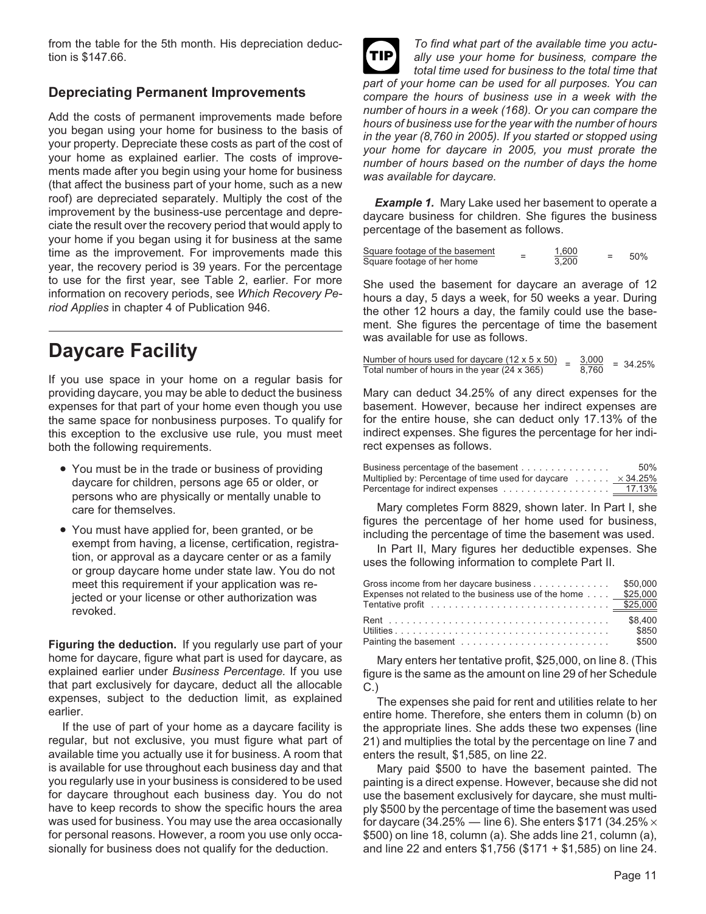from the table for the 5th month. His depreciation deduction is $147.66.

## Depreciating Permanent Improvements

Add the costs of permanent improvements made before you began using your home for business to the basis of your property. Depreciate these costs as part of the cost of your home as explained earlier. The costs of improvements made after you begin using your home for business (that affect the business part of your home, such as a new roof) are depreciated separately. Multiply the cost of the improvement by the business-use percentage and depreciate the result over the recovery period that would apply to your home if you began using it for business at the same time as the improvement. For improvements made this year, the recovery period is 39 years. For the percentage to use for the first year, see Table 2, earlier. For more information on recovery periods, see *Which Recovery Period Applies* in chapter 4 of Publication 946.

# Daycare Facility

If you use space in your home on a regular basis for providing daycare, you may be able to deduct the business expenses for that part of your home even though you use the same space for nonbusiness purposes. To qualify for this exception to the exclusive use rule, you must meet both the following requirements.

- You must be in the trade or business of providing daycare for children, persons age 65 or older, or persons who are physically or mentally unable to care for themselves.
- You must have applied for, been granted, or be exempt from having, a license, certification, registration, or approval as a daycare center or as a family or group daycare home under state law. You do not meet this requirement if your application was rejected or your license or other authorization was revoked.

**Figuring the deduction.** If you regularly use part of your home for daycare, figure what part is used for daycare, as explained earlier under *Business Percentage.* If you use that part exclusively for daycare, deduct all the allocable expenses, subject to the deduction limit, as explained earlier.

If the use of part of your home as a daycare facility is regular, but not exclusive, you must figure what part of available time you actually use it for business. A room that is available for use throughout each business day and that you regularly use in your business is considered to be used for daycare throughout each business day. You do not have to keep records to show the specific hours the area was used for business. You may use the area occasionally for personal reasons. However, a room you use only occasionally for business does not qualify for the deduction.

**TIP** *To find what part of the available time you actually use your home for business, compare the total time used for business to the total time that part of your home can be used for all purposes. You can compare the hours of business use in a week with the number of hours in a week (168). Or you can compare the hours of business use for the year with the number of hours in the year (8,760 in 2005). If you started or stopped using your home for daycare in 2005, you must prorate the number of hours based on the number of days the home was available for daycare.*

***Example 1.*** Mary Lake used her basement to operate a daycare business for children. She figures the business percentage of the basement as follows.

$$\frac{\text{Square footage of the basement}}{\text{Square footage of her home}} = \frac{1,600}{3,200} = 50\%$$

She used the basement for daycare an average of 12 hours a day, 5 days a week, for 50 weeks a year. During the other 12 hours a day, the family could use the basement. She figures the percentage of time the basement was available for use as follows.

$$\frac{\text{Number of hours used for daycare } (12 \times 5 \times 50)}{\text{Total number of hours in the year } (24 \times 365)} = \frac{3,000}{8,760} = 34.25\%$$

Mary can deduct 34.25% of any direct expenses for the basement. However, because her indirect expenses are for the entire house, she can deduct only 17.13% of the indirect expenses. She figures the percentage for her indirect expenses as follows.

| | |
|---|---|
| Business percentage of the basement | 50% |
| Multiplied by: Percentage of time used for daycare | × 34.25% |
| Percentage for indirect expenses | 17.13% |

Mary completes Form 8829, shown later. In Part I, she figures the percentage of her home used for business, including the percentage of time the basement was used.

In Part II, Mary figures her deductible expenses. She uses the following information to complete Part II.

| | |
|---|---|
| Gross income from her daycare business | $50,000 |
| Expenses not related to the business use of the home | $25,000 |
| Tentative profit | $25,000 |
| Rent | $8,400 |
| Utilities | $850 |
| Painting the basement | $500 |

Mary enters her tentative profit, $25,000, on line 8. (This figure is the same as the amount on line 29 of her Schedule C.)

The expenses she paid for rent and utilities relate to her entire home. Therefore, she enters them in column (b) on the appropriate lines. She adds these two expenses (line 21) and multiplies the total by the percentage on line 7 and enters the result, $1,585, on line 22.

Mary paid $500 to have the basement painted. The painting is a direct expense. However, because she did not use the basement exclusively for daycare, she must multiply $500 by the percentage of time the basement was used for daycare (34.25% — line 6). She enters $171 (34.25% × $500) on line 18, column (a). She adds line 21, column (a), and line 22 and enters $1,756 ($171 + $1,585) on line 24.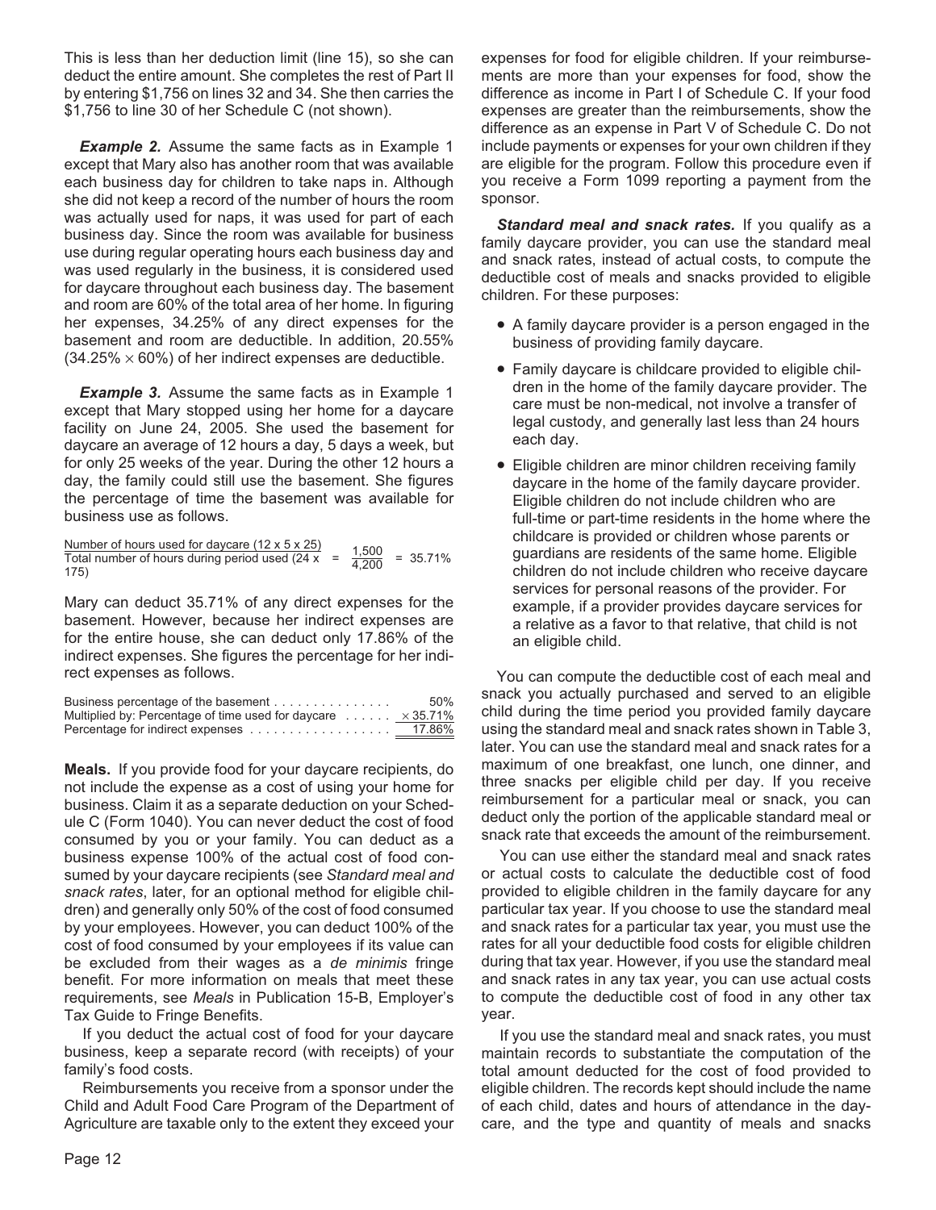This is less than her deduction limit (line 15), so she can deduct the entire amount. She completes the rest of Part II by entering $1,756 on lines 32 and 34. She then carries the $1,756 to line 30 of her Schedule C (not shown).

***Example 2.*** Assume the same facts as in Example 1 except that Mary also has another room that was available each business day for children to take naps in. Although she did not keep a record of the number of hours the room was actually used for naps, it was used for part of each business day. Since the room was available for business use during regular operating hours each business day and was used regularly in the business, it is considered used for daycare throughout each business day. The basement and room are 60% of the total area of her home. In figuring her expenses, 34.25% of any direct expenses for the basement and room are deductible. In addition, 20.55% (34.25% × 60%) of her indirect expenses are deductible.

***Example 3.*** Assume the same facts as in Example 1 except that Mary stopped using her home for a daycare facility on June 24, 2005. She used the basement for daycare an average of 12 hours a day, 5 days a week, but for only 25 weeks of the year. During the other 12 hours a day, the family could still use the basement. She figures the percentage of time the basement was available for business use as follows.

$$\frac{\text{Number of hours used for daycare } (12 \times 5 \times 25)}{\text{Total number of hours during period used } (24 \times 175)} = \frac{1{,}500}{4{,}200} = 35.71\%$$

Mary can deduct 35.71% of any direct expenses for the basement. However, because her indirect expenses are for the entire house, she can deduct only 17.86% of the indirect expenses. She figures the percentage for her indirect expenses as follows.

| | |
|---|---|
| Business percentage of the basement . . . . . . . . . . . . . . . | 50% |
| Multiplied by: Percentage of time used for daycare . . . . . . | × 35.71% |
| Percentage for indirect expenses . . . . . . . . . . . . . . . . . . | 17.86% |

**Meals.** If you provide food for your daycare recipients, do not include the expense as a cost of using your home for business. Claim it as a separate deduction on your Schedule C (Form 1040). You can never deduct the cost of food consumed by you or your family. You can deduct as a business expense 100% of the actual cost of food consumed by your daycare recipients (see *Standard meal and snack rates*, later, for an optional method for eligible children) and generally only 50% of the cost of food consumed by your employees. However, you can deduct 100% of the cost of food consumed by your employees if its value can be excluded from their wages as a *de minimis* fringe benefit. For more information on meals that meet these requirements, see *Meals* in Publication 15-B, Employer's Tax Guide to Fringe Benefits.

If you deduct the actual cost of food for your daycare business, keep a separate record (with receipts) of your family's food costs.

Reimbursements you receive from a sponsor under the Child and Adult Food Care Program of the Department of Agriculture are taxable only to the extent they exceed your expenses for food for eligible children. If your reimbursements are more than your expenses for food, show the difference as income in Part I of Schedule C. If your food expenses are greater than the reimbursements, show the difference as an expense in Part V of Schedule C. Do not include payments or expenses for your own children if they are eligible for the program. Follow this procedure even if you receive a Form 1099 reporting a payment from the sponsor.

***Standard meal and snack rates.*** If you qualify as a family daycare provider, you can use the standard meal and snack rates, instead of actual costs, to compute the deductible cost of meals and snacks provided to eligible children. For these purposes:

- A family daycare provider is a person engaged in the business of providing family daycare.
- Family daycare is childcare provided to eligible children in the home of the family daycare provider. The care must be non-medical, not involve a transfer of legal custody, and generally last less than 24 hours each day.
- Eligible children are minor children receiving family daycare in the home of the family daycare provider. Eligible children do not include children who are full-time or part-time residents in the home where the childcare is provided or children whose parents or guardians are residents of the same home. Eligible children do not include children who receive daycare services for personal reasons of the provider. For example, if a provider provides daycare services for a relative as a favor to that relative, that child is not an eligible child.

You can compute the deductible cost of each meal and snack you actually purchased and served to an eligible child during the time period you provided family daycare using the standard meal and snack rates shown in Table 3, later. You can use the standard meal and snack rates for a maximum of one breakfast, one lunch, one dinner, and three snacks per eligible child per day. If you receive reimbursement for a particular meal or snack, you can deduct only the portion of the applicable standard meal or snack rate that exceeds the amount of the reimbursement.

You can use either the standard meal and snack rates or actual costs to calculate the deductible cost of food provided to eligible children in the family daycare for any particular tax year. If you choose to use the standard meal and snack rates for a particular tax year, you must use the rates for all your deductible food costs for eligible children during that tax year. However, if you use the standard meal and snack rates in any tax year, you can use actual costs to compute the deductible cost of food in any other tax year.

If you use the standard meal and snack rates, you must maintain records to substantiate the computation of the total amount deducted for the cost of food provided to eligible children. The records kept should include the name of each child, dates and hours of attendance in the daycare, and the type and quantity of meals and snacks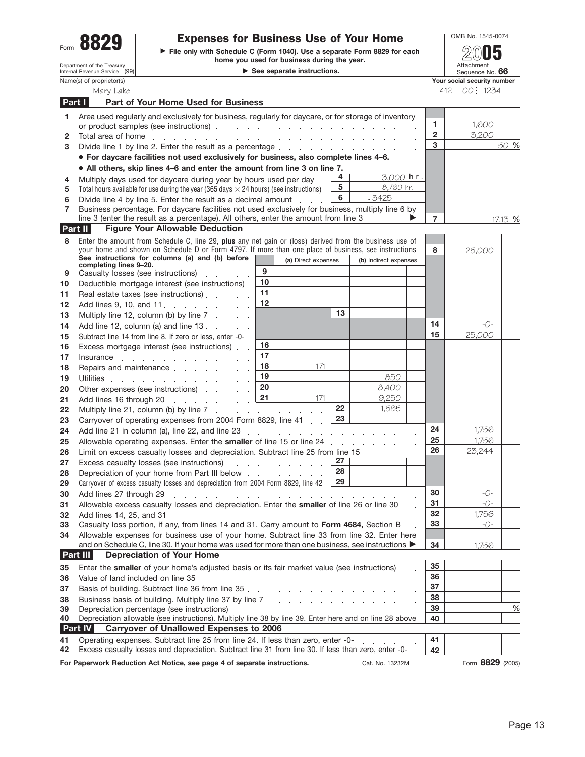# Form 8829 — Expenses for Business Use of Your Home

Department of the Treasury
Internal Revenue Service (99)

▶ File only with Schedule C (Form 1040). Use a separate Form 8829 for each home you used for business during the year.

▶ See separate instructions.

OMB No. 1545-0074

2005

Attachment Sequence No. 66

| Name(s) of proprietor(s) | Your social security number |
|---|---|
| Mary Lake | 412 : 00 : 1234 |

## Part I — Part of Your Home Used for Business

| Line | Description | Line | Amount |
|---|---|---|---|
| 1 | Area used regularly and exclusively for business, regularly for daycare, or for storage of inventory or product samples (see instructions) | 1 | 1,600 |
| 2 | Total area of home | 2 | 3,200 |
| 3 | Divide line 1 by line 2. Enter the result as a percentage | 3 | 50 % |
| | • **For daycare facilities not used exclusively for business, also complete lines 4–6.** | | |
| | • **All others, skip lines 4–6 and enter the amount from line 3 on line 7.** | | |
| 4 | Multiply days used for daycare during year by hours used per day — **4**: 3,000 hr. | | |
| 5 | Total hours available for use during the year (365 days × 24 hours) (see instructions) — **5**: 8,760 hr. | | |
| 6 | Divide line 4 by line 5. Enter the result as a decimal amount — **6**: .3425 | | |
| 7 | Business percentage. For daycare facilities not used exclusively for business, multiply line 6 by line 3 (enter the result as a percentage). All others, enter the amount from line 3 ▶ | 7 | 17.13 % |

## Part II — Figure Your Allowable Deduction

| Line | Description | Line | (a) Direct expenses | Line | (b) Indirect expenses | Line | Amount |
|---|---|---|---|---|---|---|---|
| 8 | Enter the amount from Schedule C, line 29, **plus** any net gain or (loss) derived from the business use of your home and shown on Schedule D or Form 4797. If more than one place of business, see instructions | | | | | 8 | 25,000 |
| | **See instructions for columns (a) and (b) before completing lines 9–20.** | | | | | | |
| 9 | Casualty losses (see instructions) | 9 | | | | | |
| 10 | Deductible mortgage interest (see instructions) | 10 | | | | | |
| 11 | Real estate taxes (see instructions) | 11 | | | | | |
| 12 | Add lines 9, 10, and 11 | 12 | | | | | |
| 13 | Multiply line 12, column (b) by line 7 | | | 13 | | | |
| 14 | Add line 12, column (a) and line 13 | | | | | 14 | -0- |
| 15 | Subtract line 14 from line 8. If zero or less, enter -0- | | | | | 15 | 25,000 |
| 16 | Excess mortgage interest (see instructions) | 16 | | | | | |
| 17 | Insurance | 17 | | | | | |
| 18 | Repairs and maintenance | 18 | 171 | | | | |
| 19 | Utilities | 19 | | | 850 | | |
| 20 | Other expenses (see instructions) | 20 | | | 8,400 | | |
| 21 | Add lines 16 through 20 | 21 | 171 | | 9,250 | | |
| 22 | Multiply line 21, column (b) by line 7 | | | 22 | 1,585 | | |
| 23 | Carryover of operating expenses from 2004 Form 8829, line 41 | | | 23 | | | |
| 24 | Add line 21 in column (a), line 22, and line 23 | | | | | 24 | 1,756 |
| 25 | Allowable operating expenses. Enter the **smaller** of line 15 or line 24 | | | | | 25 | 1,756 |
| 26 | Limit on excess casualty losses and depreciation. Subtract line 25 from line 15 | | | | | 26 | 23,244 |
| 27 | Excess casualty losses (see instructions) | | | 27 | | | |
| 28 | Depreciation of your home from Part III below | | | 28 | | | |
| 29 | Carryover of excess casualty losses and depreciation from 2004 Form 8829, line 42 | | | 29 | | | |
| 30 | Add lines 27 through 29 | | | | | 30 | -0- |
| 31 | Allowable excess casualty losses and depreciation. Enter the **smaller** of line 26 or line 30 | | | | | 31 | -0- |
| 32 | Add lines 14, 25, and 31 | | | | | 32 | 1,756 |
| 33 | Casualty loss portion, if any, from lines 14 and 31. Carry amount to **Form 4684,** Section B | | | | | 33 | -0- |
| 34 | Allowable expenses for business use of your home. Subtract line 33 from line 32. Enter here and on Schedule C, line 30. If your home was used for more than one business, see instructions ▶ | | | | | 34 | 1,756 |

## Part III — Depreciation of Your Home

| Line | Description | Line | Amount |
|---|---|---|---|
| 35 | Enter the **smaller** of your home's adjusted basis or its fair market value (see instructions) | 35 | |
| 36 | Value of land included on line 35 | 36 | |
| 37 | Basis of building. Subtract line 36 from line 35 | 37 | |
| 38 | Business basis of building. Multiply line 37 by line 7 | 38 | |
| 39 | Depreciation percentage (see instructions) | 39 | % |
| 40 | Depreciation allowable (see instructions). Multiply line 38 by line 39. Enter here and on line 28 above | 40 | |

## Part IV — Carryover of Unallowed Expenses to 2006

| Line | Description | Line | Amount |
|---|---|---|---|
| 41 | Operating expenses. Subtract line 25 from line 24. If less than zero, enter -0- | 41 | |
| 42 | Excess casualty losses and depreciation. Subtract line 31 from line 30. If less than zero, enter -0- | 42 | |

**For Paperwork Reduction Act Notice, see page 4 of separate instructions.** Cat. No. 13232M Form **8829** (2005)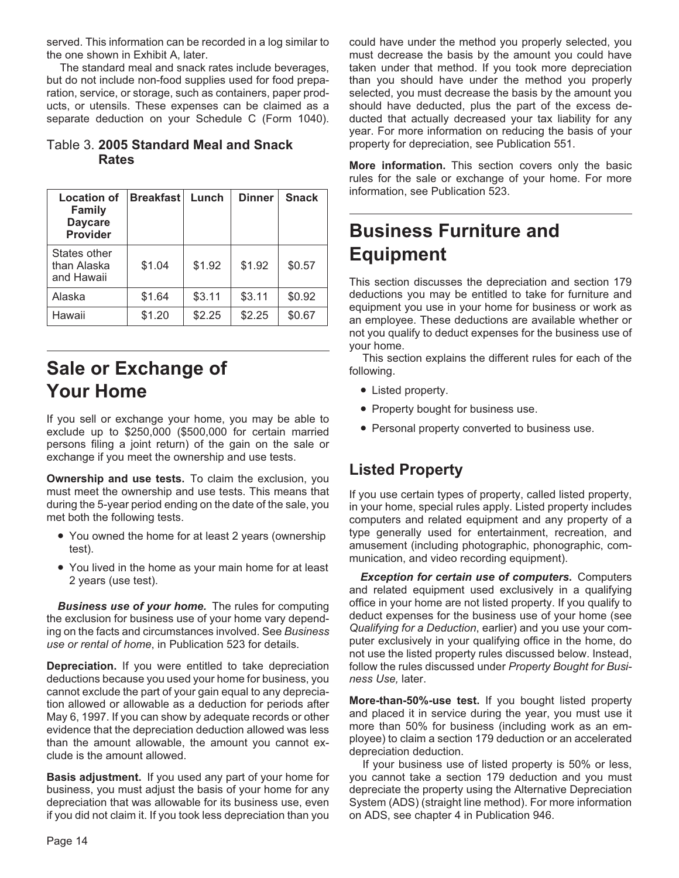served. This information can be recorded in a log similar to the one shown in Exhibit A, later.

The standard meal and snack rates include beverages, but do not include non-food supplies used for food preparation, service, or storage, such as containers, paper products, or utensils. These expenses can be claimed as a separate deduction on your Schedule C (Form 1040).

Table 3. **2005 Standard Meal and Snack Rates**

| Location of Family Daycare Provider | Breakfast | Lunch | Dinner | Snack |
|---|---|---|---|---|
| States other than Alaska and Hawaii | $1.04 | $1.92 | $1.92 | $0.57 |
| Alaska | $1.64 | $3.11 | $3.11 | $0.92 |
| Hawaii | $1.20 | $2.25 | $2.25 | $0.67 |

# Sale or Exchange of Your Home

If you sell or exchange your home, you may be able to exclude up to $250,000 ($500,000 for certain married persons filing a joint return) of the gain on the sale or exchange if you meet the ownership and use tests.

**Ownership and use tests.** To claim the exclusion, you must meet the ownership and use tests. This means that during the 5-year period ending on the date of the sale, you met both the following tests.

- You owned the home for at least 2 years (ownership test).
- You lived in the home as your main home for at least 2 years (use test).

***Business use of your home.*** The rules for computing the exclusion for business use of your home vary depending on the facts and circumstances involved. See *Business use or rental of home*, in Publication 523 for details.

**Depreciation.** If you were entitled to take depreciation deductions because you used your home for business, you cannot exclude the part of your gain equal to any depreciation allowed or allowable as a deduction for periods after May 6, 1997. If you can show by adequate records or other evidence that the depreciation deduction allowed was less than the amount allowable, the amount you cannot exclude is the amount allowed.

**Basis adjustment.** If you used any part of your home for business, you must adjust the basis of your home for any depreciation that was allowable for its business use, even if you did not claim it. If you took less depreciation than you could have under the method you properly selected, you must decrease the basis by the amount you could have taken under that method. If you took more depreciation than you should have under the method you properly selected, you must decrease the basis by the amount you should have deducted, plus the part of the excess deducted that actually decreased your tax liability for any year. For more information on reducing the basis of your property for depreciation, see Publication 551.

**More information.** This section covers only the basic rules for the sale or exchange of your home. For more information, see Publication 523.

# Business Furniture and Equipment

This section discusses the depreciation and section 179 deductions you may be entitled to take for furniture and equipment you use in your home for business or work as an employee. These deductions are available whether or not you qualify to deduct expenses for the business use of your home.

This section explains the different rules for each of the following.

- Listed property.
- Property bought for business use.
- Personal property converted to business use.

## Listed Property

If you use certain types of property, called listed property, in your home, special rules apply. Listed property includes computers and related equipment and any property of a type generally used for entertainment, recreation, and amusement (including photographic, phonographic, communication, and video recording equipment).

***Exception for certain use of computers.*** Computers and related equipment used exclusively in a qualifying office in your home are not listed property. If you qualify to deduct expenses for the business use of your home (see *Qualifying for a Deduction*, earlier) and you use your computer exclusively in your qualifying office in the home, do not use the listed property rules discussed below. Instead, follow the rules discussed under *Property Bought for Business Use,* later.

**More-than-50%-use test.** If you bought listed property and placed it in service during the year, you must use it more than 50% for business (including work as an employee) to claim a section 179 deduction or an accelerated depreciation deduction.

If your business use of listed property is 50% or less, you cannot take a section 179 deduction and you must depreciate the property using the Alternative Depreciation System (ADS) (straight line method). For more information on ADS, see chapter 4 in Publication 946.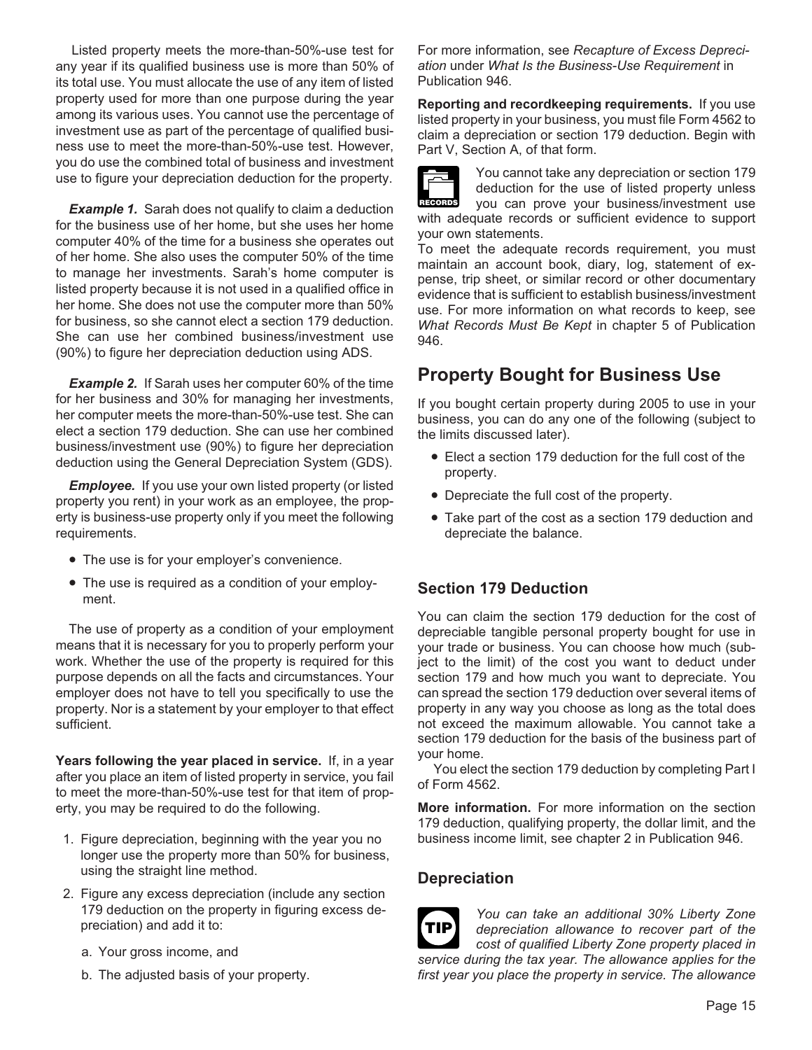Listed property meets the more-than-50%-use test for any year if its qualified business use is more than 50% of its total use. You must allocate the use of any item of listed property used for more than one purpose during the year among its various uses. You cannot use the percentage of investment use as part of the percentage of qualified business use to meet the more-than-50%-use test. However, you do use the combined total of business and investment use to figure your depreciation deduction for the property.

***Example 1.*** Sarah does not qualify to claim a deduction for the business use of her home, but she uses her home computer 40% of the time for a business she operates out of her home. She also uses the computer 50% of the time to manage her investments. Sarah's home computer is listed property because it is not used in a qualified office in her home. She does not use the computer more than 50% for business, so she cannot elect a section 179 deduction. She can use her combined business/investment use (90%) to figure her depreciation deduction using ADS.

***Example 2.*** If Sarah uses her computer 60% of the time for her business and 30% for managing her investments, her computer meets the more-than-50%-use test. She can elect a section 179 deduction. She can use her combined business/investment use (90%) to figure her depreciation deduction using the General Depreciation System (GDS).

***Employee.*** If you use your own listed property (or listed property you rent) in your work as an employee, the property is business-use property only if you meet the following requirements.

- The use is for your employer's convenience.
- The use is required as a condition of your employment.

The use of property as a condition of your employment means that it is necessary for you to properly perform your work. Whether the use of the property is required for this purpose depends on all the facts and circumstances. Your employer does not have to tell you specifically to use the property. Nor is a statement by your employer to that effect sufficient.

**Years following the year placed in service.** If, in a year after you place an item of listed property in service, you fail to meet the more-than-50%-use test for that item of property, you may be required to do the following.

1. Figure depreciation, beginning with the year you no longer use the property more than 50% for business, using the straight line method.
2. Figure any excess depreciation (include any section 179 deduction on the property in figuring excess depreciation) and add it to:
   a. Your gross income, and
   b. The adjusted basis of your property.

For more information, see *Recapture of Excess Depreciation* under *What Is the Business-Use Requirement* in Publication 946.

**Reporting and recordkeeping requirements.** If you use listed property in your business, you must file Form 4562 to claim a depreciation or section 179 deduction. Begin with Part V, Section A, of that form.

RECORDS: You cannot take any depreciation or section 179 deduction for the use of listed property unless you can prove your business/investment use with adequate records or sufficient evidence to support your own statements.

To meet the adequate records requirement, you must maintain an account book, diary, log, statement of expense, trip sheet, or similar record or other documentary evidence that is sufficient to establish business/investment use. For more information on what records to keep, see *What Records Must Be Kept* in chapter 5 of Publication 946.

## Property Bought for Business Use

If you bought certain property during 2005 to use in your business, you can do any one of the following (subject to the limits discussed later).

- Elect a section 179 deduction for the full cost of the property.
- Depreciate the full cost of the property.
- Take part of the cost as a section 179 deduction and depreciate the balance.

### Section 179 Deduction

You can claim the section 179 deduction for the cost of depreciable tangible personal property bought for use in your trade or business. You can choose how much (subject to the limit) of the cost you want to deduct under section 179 and how much you want to depreciate. You can spread the section 179 deduction over several items of property in any way you choose as long as the total does not exceed the maximum allowable. You cannot take a section 179 deduction for the basis of the business part of your home.

You elect the section 179 deduction by completing Part I of Form 4562.

**More information.** For more information on the section 179 deduction, qualifying property, the dollar limit, and the business income limit, see chapter 2 in Publication 946.

### Depreciation

TIP: *You can take an additional 30% Liberty Zone depreciation allowance to recover part of the cost of qualified Liberty Zone property placed in service during the tax year. The allowance applies for the first year you place the property in service. The allowance*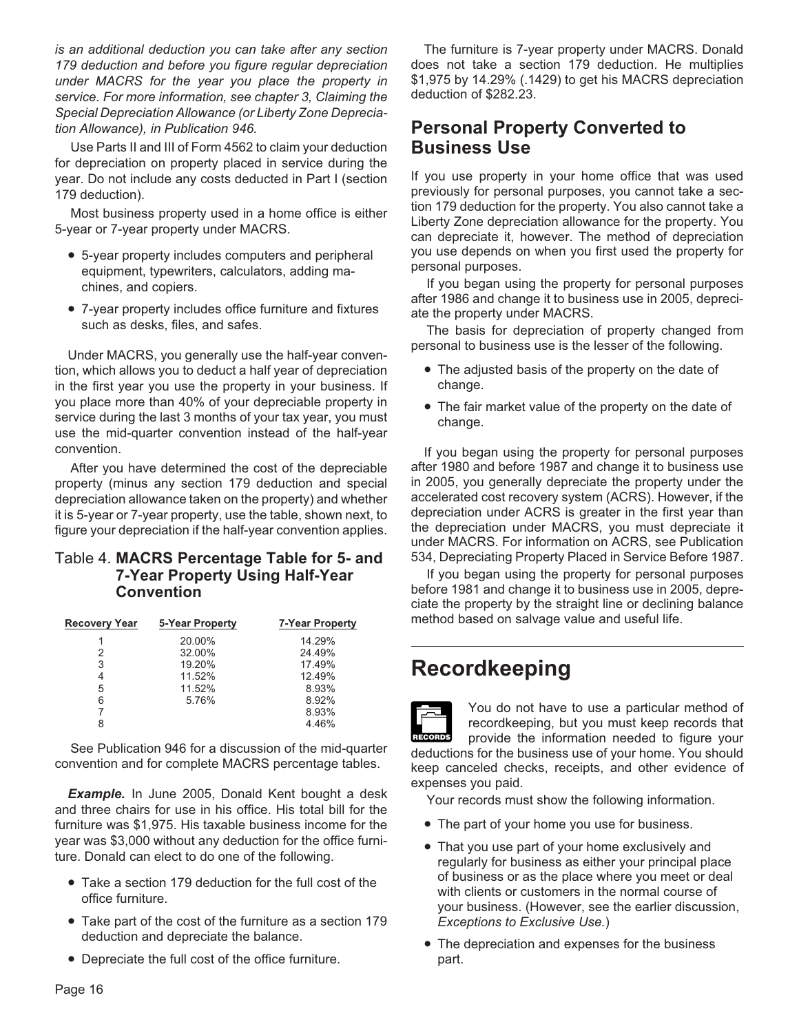*is an additional deduction you can take after any section 179 deduction and before you figure regular depreciation under MACRS for the year you place the property in service. For more information, see chapter 3, Claiming the Special Depreciation Allowance (or Liberty Zone Depreciation Allowance), in Publication 946.*

Use Parts II and III of Form 4562 to claim your deduction for depreciation on property placed in service during the year. Do not include any costs deducted in Part I (section 179 deduction).

Most business property used in a home office is either 5-year or 7-year property under MACRS.

- 5-year property includes computers and peripheral equipment, typewriters, calculators, adding machines, and copiers.
- 7-year property includes office furniture and fixtures such as desks, files, and safes.

Under MACRS, you generally use the half-year convention, which allows you to deduct a half year of depreciation in the first year you use the property in your business. If you place more than 40% of your depreciable property in service during the last 3 months of your tax year, you must use the mid-quarter convention instead of the half-year convention.

After you have determined the cost of the depreciable property (minus any section 179 deduction and special depreciation allowance taken on the property) and whether it is 5-year or 7-year property, use the table, shown next, to figure your depreciation if the half-year convention applies.

### Table 4. MACRS Percentage Table for 5- and 7-Year Property Using Half-Year Convention

| Recovery Year | 5-Year Property | 7-Year Property |
|---|---|---|
| 1 | 20.00% | 14.29% |
| 2 | 32.00% | 24.49% |
| 3 | 19.20% | 17.49% |
| 4 | 11.52% | 12.49% |
| 5 | 11.52% | 8.93% |
| 6 | 5.76% | 8.92% |
| 7 | | 8.93% |
| 8 | | 4.46% |

See Publication 946 for a discussion of the mid-quarter convention and for complete MACRS percentage tables.

***Example.*** In June 2005, Donald Kent bought a desk and three chairs for use in his office. His total bill for the furniture was $1,975. His taxable business income for the year was $3,000 without any deduction for the office furniture. Donald can elect to do one of the following.

- Take a section 179 deduction for the full cost of the office furniture.
- Take part of the cost of the furniture as a section 179 deduction and depreciate the balance.
- Depreciate the full cost of the office furniture.

The furniture is 7-year property under MACRS. Donald does not take a section 179 deduction. He multiplies $1,975 by 14.29% (.1429) to get his MACRS depreciation deduction of $282.23.

## Personal Property Converted to Business Use

If you use property in your home office that was used previously for personal purposes, you cannot take a section 179 deduction for the property. You also cannot take a Liberty Zone depreciation allowance for the property. You can depreciate it, however. The method of depreciation you use depends on when you first used the property for personal purposes.

If you began using the property for personal purposes after 1986 and change it to business use in 2005, depreciate the property under MACRS.

The basis for depreciation of property changed from personal to business use is the lesser of the following.

- The adjusted basis of the property on the date of change.
- The fair market value of the property on the date of change.

If you began using the property for personal purposes after 1980 and before 1987 and change it to business use in 2005, you generally depreciate the property under the accelerated cost recovery system (ACRS). However, if the depreciation under ACRS is greater in the first year than the depreciation under MACRS, you must depreciate it under MACRS. For information on ACRS, see Publication 534, Depreciating Property Placed in Service Before 1987.

If you began using the property for personal purposes before 1981 and change it to business use in 2005, depreciate the property by the straight line or declining balance method based on salvage value and useful life.

# Recordkeeping

RECORDS You do not have to use a particular method of recordkeeping, but you must keep records that provide the information needed to figure your deductions for the business use of your home. You should keep canceled checks, receipts, and other evidence of expenses you paid.

Your records must show the following information.

- The part of your home you use for business.
- That you use part of your home exclusively and regularly for business as either your principal place of business or as the place where you meet or deal with clients or customers in the normal course of your business. (However, see the earlier discussion, *Exceptions to Exclusive Use.*)
- The depreciation and expenses for the business part.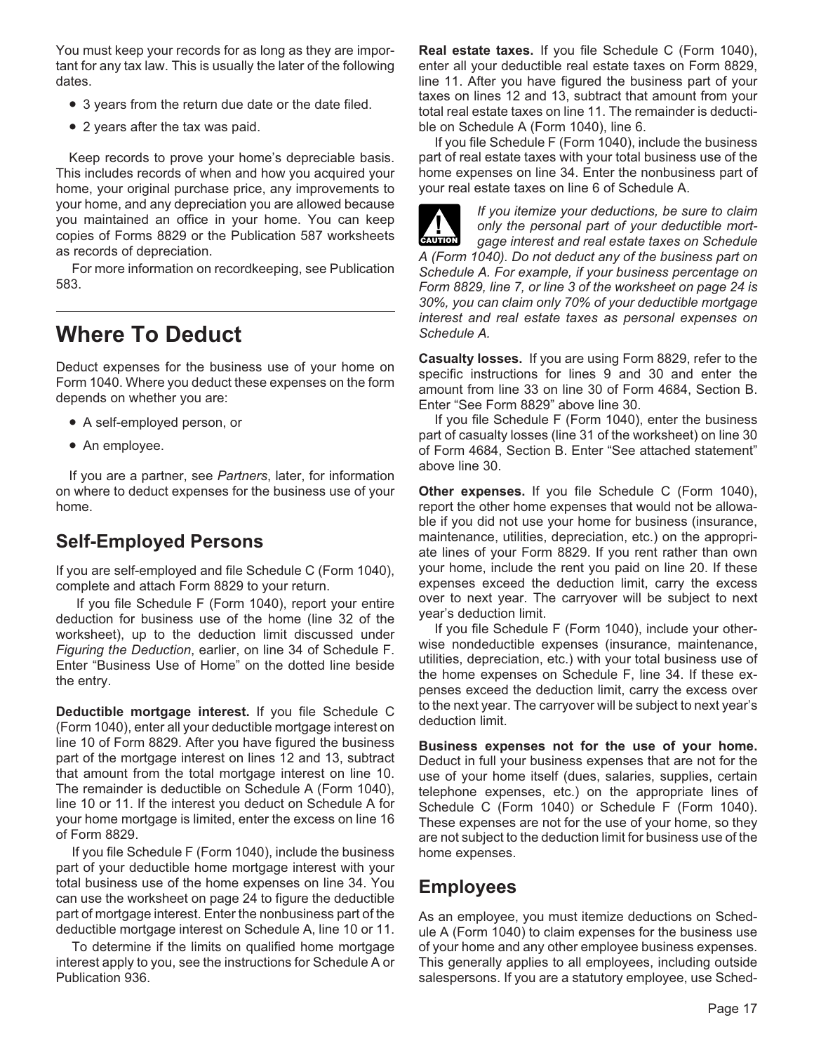You must keep your records for as long as they are important for any tax law. This is usually the later of the following dates.

- 3 years from the return due date or the date filed.
- 2 years after the tax was paid.

Keep records to prove your home's depreciable basis. This includes records of when and how you acquired your home, your original purchase price, any improvements to your home, and any depreciation you are allowed because you maintained an office in your home. You can keep copies of Forms 8829 or the Publication 587 worksheets as records of depreciation.

For more information on recordkeeping, see Publication 583.

# Where To Deduct

Deduct expenses for the business use of your home on Form 1040. Where you deduct these expenses on the form depends on whether you are:

- A self-employed person, or
- An employee.

If you are a partner, see *Partners*, later, for information on where to deduct expenses for the business use of your home.

## Self-Employed Persons

If you are self-employed and file Schedule C (Form 1040), complete and attach Form 8829 to your return.

If you file Schedule F (Form 1040), report your entire deduction for business use of the home (line 32 of the worksheet), up to the deduction limit discussed under *Figuring the Deduction*, earlier, on line 34 of Schedule F. Enter "Business Use of Home" on the dotted line beside the entry.

**Deductible mortgage interest.** If you file Schedule C (Form 1040), enter all your deductible mortgage interest on line 10 of Form 8829. After you have figured the business part of the mortgage interest on lines 12 and 13, subtract that amount from the total mortgage interest on line 10. The remainder is deductible on Schedule A (Form 1040), line 10 or 11. If the interest you deduct on Schedule A for your home mortgage is limited, enter the excess on line 16 of Form 8829.

If you file Schedule F (Form 1040), include the business part of your deductible home mortgage interest with your total business use of the home expenses on line 34. You can use the worksheet on page 24 to figure the deductible part of mortgage interest. Enter the nonbusiness part of the deductible mortgage interest on Schedule A, line 10 or 11.

To determine if the limits on qualified home mortgage interest apply to you, see the instructions for Schedule A or Publication 936.

**Real estate taxes.** If you file Schedule C (Form 1040), enter all your deductible real estate taxes on Form 8829, line 11. After you have figured the business part of your taxes on lines 12 and 13, subtract that amount from your total real estate taxes on line 11. The remainder is deductible on Schedule A (Form 1040), line 6.

If you file Schedule F (Form 1040), include the business part of real estate taxes with your total business use of the home expenses on line 34. Enter the nonbusiness part of your real estate taxes on line 6 of Schedule A.

**CAUTION**

*If you itemize your deductions, be sure to claim only the personal part of your deductible mortgage interest and real estate taxes on Schedule A (Form 1040). Do not deduct any of the business part on Schedule A. For example, if your business percentage on Form 8829, line 7, or line 3 of the worksheet on page 24 is 30%, you can claim only 70% of your deductible mortgage interest and real estate taxes as personal expenses on Schedule A.*

**Casualty losses.** If you are using Form 8829, refer to the specific instructions for lines 9 and 30 and enter the amount from line 33 on line 30 of Form 4684, Section B. Enter "See Form 8829" above line 30.

If you file Schedule F (Form 1040), enter the business part of casualty losses (line 31 of the worksheet) on line 30 of Form 4684, Section B. Enter "See attached statement" above line 30.

**Other expenses.** If you file Schedule C (Form 1040), report the other home expenses that would not be allowable if you did not use your home for business (insurance, maintenance, utilities, depreciation, etc.) on the appropriate lines of your Form 8829. If you rent rather than own your home, include the rent you paid on line 20. If these expenses exceed the deduction limit, carry the excess over to next year. The carryover will be subject to next year's deduction limit.

If you file Schedule F (Form 1040), include your otherwise nondeductible expenses (insurance, maintenance, utilities, depreciation, etc.) with your total business use of the home expenses on Schedule F, line 34. If these expenses exceed the deduction limit, carry the excess over to the next year. The carryover will be subject to next year's deduction limit.

**Business expenses not for the use of your home.** Deduct in full your business expenses that are not for the use of your home itself (dues, salaries, supplies, certain telephone expenses, etc.) on the appropriate lines of Schedule C (Form 1040) or Schedule F (Form 1040). These expenses are not for the use of your home, so they are not subject to the deduction limit for business use of the home expenses.

## Employees

As an employee, you must itemize deductions on Schedule A (Form 1040) to claim expenses for the business use of your home and any other employee business expenses. This generally applies to all employees, including outside salespersons. If you are a statutory employee, use Sched-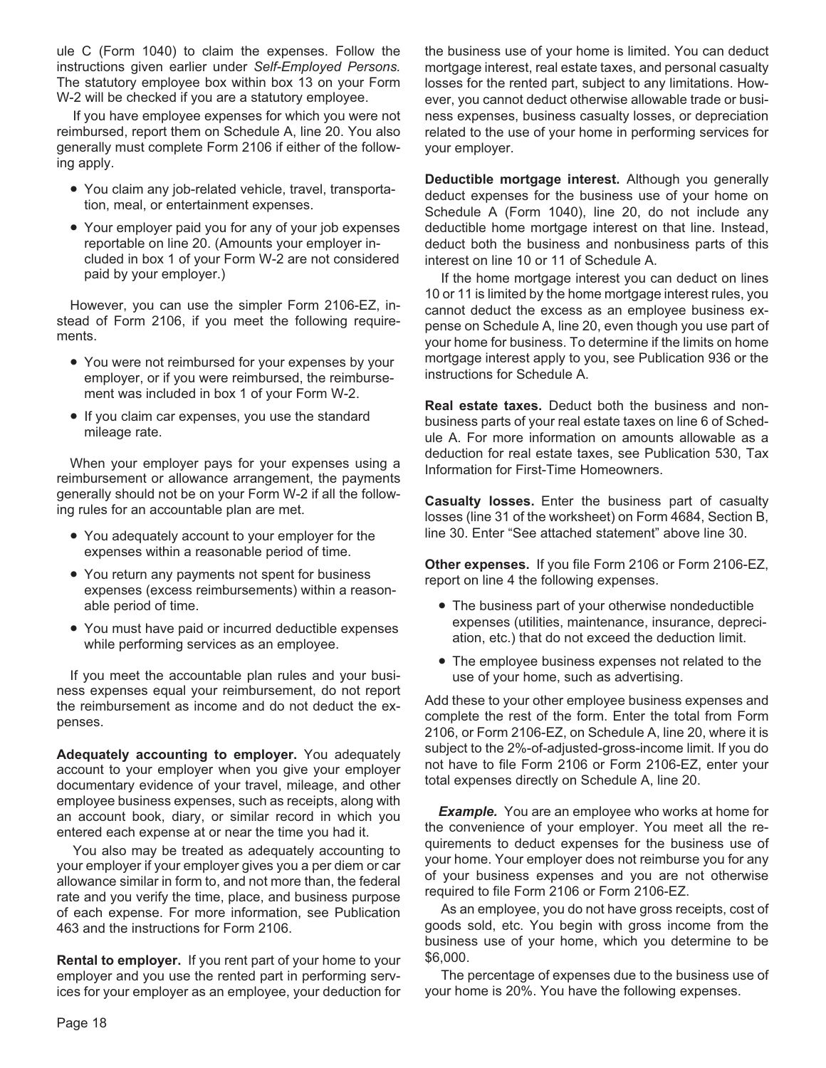ule C (Form 1040) to claim the expenses. Follow the instructions given earlier under *Self-Employed Persons.* The statutory employee box within box 13 on your Form W-2 will be checked if you are a statutory employee.

If you have employee expenses for which you were not reimbursed, report them on Schedule A, line 20. You also generally must complete Form 2106 if either of the following apply.

- You claim any job-related vehicle, travel, transportation, meal, or entertainment expenses.
- Your employer paid you for any of your job expenses reportable on line 20. (Amounts your employer included in box 1 of your Form W-2 are not considered paid by your employer.)

However, you can use the simpler Form 2106-EZ, instead of Form 2106, if you meet the following requirements.

- You were not reimbursed for your expenses by your employer, or if you were reimbursed, the reimbursement was included in box 1 of your Form W-2.
- If you claim car expenses, you use the standard mileage rate.

When your employer pays for your expenses using a reimbursement or allowance arrangement, the payments generally should not be on your Form W-2 if all the following rules for an accountable plan are met.

- You adequately account to your employer for the expenses within a reasonable period of time.
- You return any payments not spent for business expenses (excess reimbursements) within a reasonable period of time.
- You must have paid or incurred deductible expenses while performing services as an employee.

If you meet the accountable plan rules and your business expenses equal your reimbursement, do not report the reimbursement as income and do not deduct the expenses.

**Adequately accounting to employer.** You adequately account to your employer when you give your employer documentary evidence of your travel, mileage, and other employee business expenses, such as receipts, along with an account book, diary, or similar record in which you entered each expense at or near the time you had it.

You also may be treated as adequately accounting to your employer if your employer gives you a per diem or car allowance similar in form to, and not more than, the federal rate and you verify the time, place, and business purpose of each expense. For more information, see Publication 463 and the instructions for Form 2106.

**Rental to employer.** If you rent part of your home to your employer and you use the rented part in performing services for your employer as an employee, your deduction for the business use of your home is limited. You can deduct mortgage interest, real estate taxes, and personal casualty losses for the rented part, subject to any limitations. However, you cannot deduct otherwise allowable trade or business expenses, business casualty losses, or depreciation related to the use of your home in performing services for your employer.

**Deductible mortgage interest.** Although you generally deduct expenses for the business use of your home on Schedule A (Form 1040), line 20, do not include any deductible home mortgage interest on that line. Instead, deduct both the business and nonbusiness parts of this interest on line 10 or 11 of Schedule A.

If the home mortgage interest you can deduct on lines 10 or 11 is limited by the home mortgage interest rules, you cannot deduct the excess as an employee business expense on Schedule A, line 20, even though you use part of your home for business. To determine if the limits on home mortgage interest apply to you, see Publication 936 or the instructions for Schedule A.

**Real estate taxes.** Deduct both the business and nonbusiness parts of your real estate taxes on line 6 of Schedule A. For more information on amounts allowable as a deduction for real estate taxes, see Publication 530, Tax Information for First-Time Homeowners.

**Casualty losses.** Enter the business part of casualty losses (line 31 of the worksheet) on Form 4684, Section B, line 30. Enter "See attached statement" above line 30.

**Other expenses.** If you file Form 2106 or Form 2106-EZ, report on line 4 the following expenses.

- The business part of your otherwise nondeductible expenses (utilities, maintenance, insurance, depreciation, etc.) that do not exceed the deduction limit.
- The employee business expenses not related to the use of your home, such as advertising.

Add these to your other employee business expenses and complete the rest of the form. Enter the total from Form 2106, or Form 2106-EZ, on Schedule A, line 20, where it is subject to the 2%-of-adjusted-gross-income limit. If you do not have to file Form 2106 or Form 2106-EZ, enter your total expenses directly on Schedule A, line 20.

***Example.*** You are an employee who works at home for the convenience of your employer. You meet all the requirements to deduct expenses for the business use of your home. Your employer does not reimburse you for any of your business expenses and you are not otherwise required to file Form 2106 or Form 2106-EZ.

As an employee, you do not have gross receipts, cost of goods sold, etc. You begin with gross income from the business use of your home, which you determine to be $6,000.

The percentage of expenses due to the business use of your home is 20%. You have the following expenses.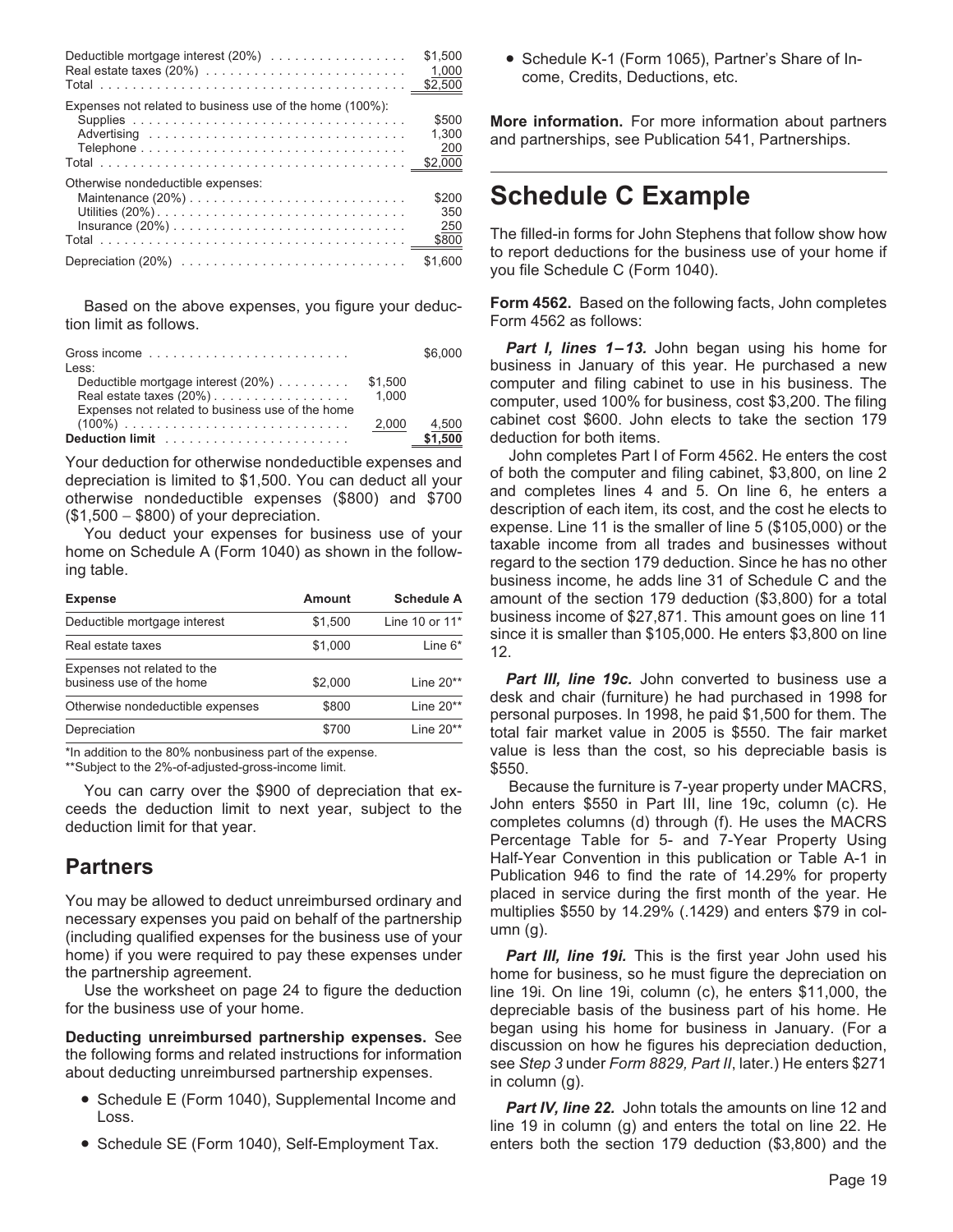| | |
|---|---|
| Deductible mortgage interest (20%) | $1,500 |
| Real estate taxes (20%) | 1,000 |
| Total | $2,500 |
| Expenses not related to business use of the home (100%): | |
| Supplies | $500 |
| Advertising | 1,300 |
| Telephone | 200 |
| Total | $2,000 |
| Otherwise nondeductible expenses: | |
| Maintenance (20%) | $200 |
| Utilities (20%) | 350 |
| Insurance (20%) | 250 |
| Total | $800 |
| Depreciation (20%) | $1,600 |

Based on the above expenses, you figure your deduction limit as follows.

| | | |
|---|---|---|
| Gross income | | $6,000 |
| Less: | | |
| Deductible mortgage interest (20%) | $1,500 | |
| Real estate taxes (20%) | 1,000 | |
| Expenses not related to business use of the home (100%) | 2,000 | 4,500 |
| **Deduction limit** | | **$1,500** |

Your deduction for otherwise nondeductible expenses and depreciation is limited to $1,500. You can deduct all your otherwise nondeductible expenses ($800) and $700 ($1,500 − $800) of your depreciation.

You deduct your expenses for business use of your home on Schedule A (Form 1040) as shown in the following table.

| Expense | Amount | Schedule A |
|---|---|---|
| Deductible mortgage interest | $1,500 | Line 10 or 11* |
| Real estate taxes | $1,000 | Line 6* |
| Expenses not related to the business use of the home | $2,000 | Line 20** |
| Otherwise nondeductible expenses | $800 | Line 20** |
| Depreciation | $700 | Line 20** |

*In addition to the 80% nonbusiness part of the expense.
**Subject to the 2%-of-adjusted-gross-income limit.

You can carry over the $900 of depreciation that exceeds the deduction limit to next year, subject to the deduction limit for that year.

## Partners

You may be allowed to deduct unreimbursed ordinary and necessary expenses you paid on behalf of the partnership (including qualified expenses for the business use of your home) if you were required to pay these expenses under the partnership agreement.

Use the worksheet on page 24 to figure the deduction for the business use of your home.

**Deducting unreimbursed partnership expenses.** See the following forms and related instructions for information about deducting unreimbursed partnership expenses.

- Schedule E (Form 1040), Supplemental Income and Loss.
- Schedule SE (Form 1040), Self-Employment Tax.
- Schedule K-1 (Form 1065), Partner's Share of Income, Credits, Deductions, etc.

**More information.** For more information about partners and partnerships, see Publication 541, Partnerships.

# Schedule C Example

The filled-in forms for John Stephens that follow show how to report deductions for the business use of your home if you file Schedule C (Form 1040).

**Form 4562.** Based on the following facts, John completes Form 4562 as follows:

***Part I, lines 1–13.*** John began using his home for business in January of this year. He purchased a new computer and filing cabinet to use in his business. The computer, used 100% for business, cost $3,200. The filing cabinet cost $600. John elects to take the section 179 deduction for both items.

John completes Part I of Form 4562. He enters the cost of both the computer and filing cabinet, $3,800, on line 2 and completes lines 4 and 5. On line 6, he enters a description of each item, its cost, and the cost he elects to expense. Line 11 is the smaller of line 5 ($105,000) or the taxable income from all trades and businesses without regard to the section 179 deduction. Since he has no other business income, he adds line 31 of Schedule C and the amount of the section 179 deduction ($3,800) for a total business income of $27,871. This amount goes on line 11 since it is smaller than $105,000. He enters $3,800 on line 12.

***Part III, line 19c.*** John converted to business use a desk and chair (furniture) he had purchased in 1998 for personal purposes. In 1998, he paid $1,500 for them. The total fair market value in 2005 is $550. The fair market value is less than the cost, so his depreciable basis is $550.

Because the furniture is 7-year property under MACRS, John enters $550 in Part III, line 19c, column (c). He completes columns (d) through (f). He uses the MACRS Percentage Table for 5- and 7-Year Property Using Half-Year Convention in this publication or Table A-1 in Publication 946 to find the rate of 14.29% for property placed in service during the first month of the year. He multiplies $550 by 14.29% (.1429) and enters $79 in column (g).

***Part III, line 19i.*** This is the first year John used his home for business, so he must figure the depreciation on line 19i. On line 19i, column (c), he enters $11,000, the depreciable basis of the business part of his home. He began using his home for business in January. (For a discussion on how he figures his depreciation deduction, see *Step 3* under *Form 8829, Part II*, later.) He enters $271 in column (g).

***Part IV, line 22.*** John totals the amounts on line 12 and line 19 in column (g) and enters the total on line 22. He enters both the section 179 deduction ($3,800) and the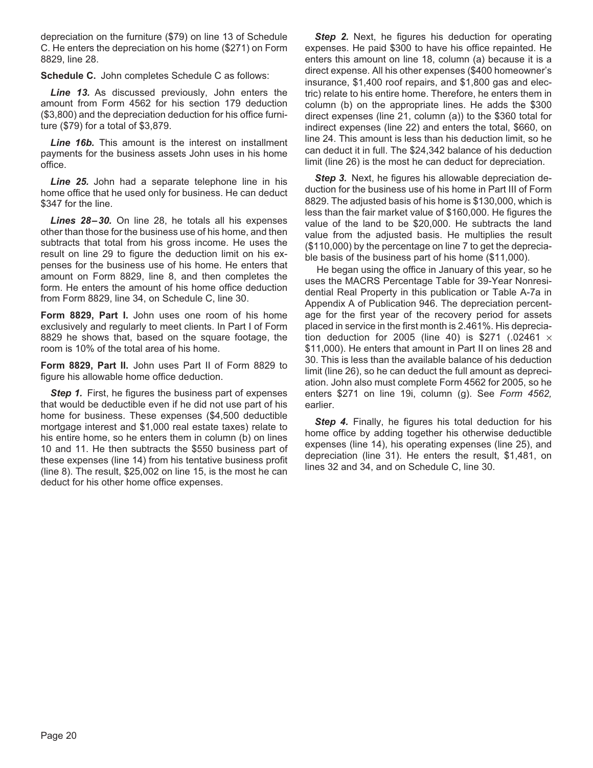depreciation on the furniture ($79) on line 13 of Schedule C. He enters the depreciation on his home ($271) on Form 8829, line 28.

**Schedule C.** John completes Schedule C as follows:

***Line 13.*** As discussed previously, John enters the amount from Form 4562 for his section 179 deduction ($3,800) and the depreciation deduction for his office furniture ($79) for a total of $3,879.

***Line 16b.*** This amount is the interest on installment payments for the business assets John uses in his home office.

***Line 25.*** John had a separate telephone line in his home office that he used only for business. He can deduct $347 for the line.

***Lines 28–30.*** On line 28, he totals all his expenses other than those for the business use of his home, and then subtracts that total from his gross income. He uses the result on line 29 to figure the deduction limit on his expenses for the business use of his home. He enters that amount on Form 8829, line 8, and then completes the form. He enters the amount of his home office deduction from Form 8829, line 34, on Schedule C, line 30.

**Form 8829, Part I.** John uses one room of his home exclusively and regularly to meet clients. In Part I of Form 8829 he shows that, based on the square footage, the room is 10% of the total area of his home.

**Form 8829, Part II.** John uses Part II of Form 8829 to figure his allowable home office deduction.

***Step 1.*** First, he figures the business part of expenses that would be deductible even if he did not use part of his home for business. These expenses ($4,500 deductible mortgage interest and $1,000 real estate taxes) relate to his entire home, so he enters them in column (b) on lines 10 and 11. He then subtracts the $550 business part of these expenses (line 14) from his tentative business profit (line 8). The result, $25,002 on line 15, is the most he can deduct for his other home office expenses.

***Step 2.*** Next, he figures his deduction for operating expenses. He paid $300 to have his office repainted. He enters this amount on line 18, column (a) because it is a direct expense. All his other expenses ($400 homeowner's insurance, $1,400 roof repairs, and $1,800 gas and electric) relate to his entire home. Therefore, he enters them in column (b) on the appropriate lines. He adds the $300 direct expenses (line 21, column (a)) to the $360 total for indirect expenses (line 22) and enters the total, $660, on line 24. This amount is less than his deduction limit, so he can deduct it in full. The $24,342 balance of his deduction limit (line 26) is the most he can deduct for depreciation.

***Step 3.*** Next, he figures his allowable depreciation deduction for the business use of his home in Part III of Form 8829. The adjusted basis of his home is $130,000, which is less than the fair market value of $160,000. He figures the value of the land to be $20,000. He subtracts the land value from the adjusted basis. He multiplies the result ($110,000) by the percentage on line 7 to get the depreciable basis of the business part of his home ($11,000).

He began using the office in January of this year, so he uses the MACRS Percentage Table for 39-Year Nonresidential Real Property in this publication or Table A-7a in Appendix A of Publication 946. The depreciation percentage for the first year of the recovery period for assets placed in service in the first month is 2.461%. His depreciation deduction for 2005 (line 40) is $271 (.02461 × $11,000). He enters that amount in Part II on lines 28 and 30. This is less than the available balance of his deduction limit (line 26), so he can deduct the full amount as depreciation. John also must complete Form 4562 for 2005, so he enters $271 on line 19i, column (g). See *Form 4562,* earlier.

***Step 4.*** Finally, he figures his total deduction for his home office by adding together his otherwise deductible expenses (line 14), his operating expenses (line 25), and depreciation (line 31). He enters the result, $1,481, on lines 32 and 34, and on Schedule C, line 30.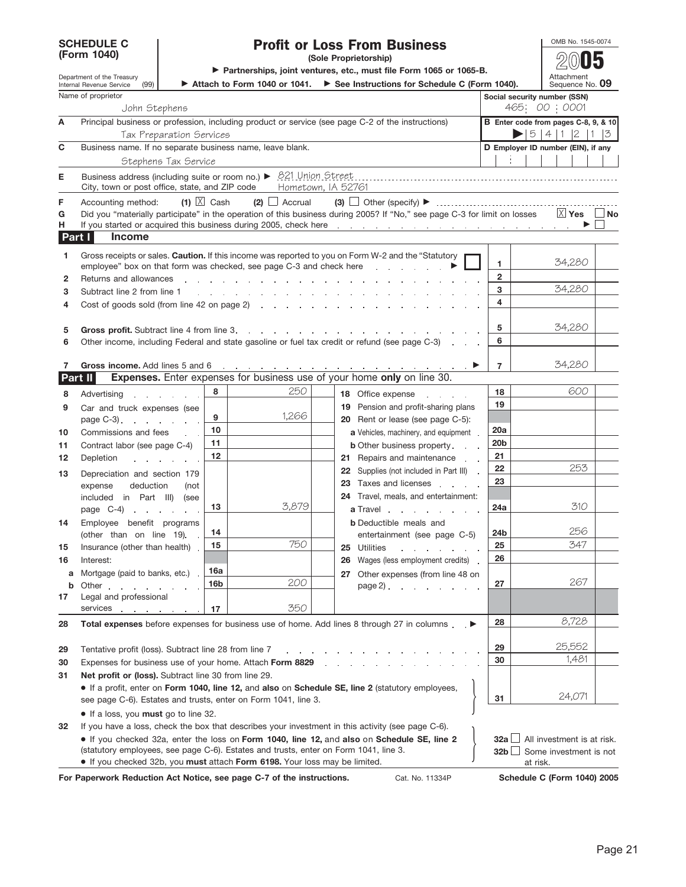# SCHEDULE C (Form 1040)

Department of the Treasury
Internal Revenue Service (99)

## Profit or Loss From Business

**(Sole Proprietorship)**

▶ Partnerships, joint ventures, etc., must file Form 1065 or 1065-B.

▶ Attach to Form 1040 or 1041. ▶ See Instructions for Schedule C (Form 1040).

OMB No. 1545-0074

2005

Attachment Sequence No. 09

Name of proprietor: John Stephens

Social security number (SSN): 465 00 0001

**A** Principal business or profession, including product or service (see page C-2 of the instructions): Tax Preparation Services

**B** Enter code from pages C-8, 9, & 10: ▶ 5 4 1 2 1 3

**C** Business name. If no separate business name, leave blank.: Stephens Tax Service

**D** Employer ID number (EIN), if any:

**E** Business address (including suite or room no.) ▶ 821 Union Street
City, town or post office, state, and ZIP code: Hometown, IA 52761

**F** Accounting method: (1) ☒ Cash (2) ☐ Accrual (3) ☐ Other (specify) ▶

**G** Did you "materially participate" in the operation of this business during 2005? If "No," see page C-3 for limit on losses ☒ Yes ☐ No

**H** If you started or acquired this business during 2005, check here ▶ ☐

## Part I Income

| Line | Description | Line | Amount |
|---|---|---|---|
| 1 | Gross receipts or sales. **Caution.** If this income was reported to you on Form W-2 and the "Statutory employee" box on that form was checked, see page C-3 and check here ▶ ☐ | 1 | 34,280 |
| 2 | Returns and allowances | 2 | |
| 3 | Subtract line 2 from line 1 | 3 | 34,280 |
| 4 | Cost of goods sold (from line 42 on page 2) | 4 | |
| 5 | **Gross profit.** Subtract line 4 from line 3 | 5 | 34,280 |
| 6 | Other income, including Federal and state gasoline or fuel tax credit or refund (see page C-3) | 6 | |
| 7 | **Gross income.** Add lines 5 and 6 ▶ | 7 | 34,280 |

## Part II Expenses. Enter expenses for business use of your home only on line 30.

| Line | Description | Line | Amount | Line | Description | Line | Amount |
|---|---|---|---|---|---|---|---|
| 8 | Advertising | 8 | 250 | 18 | Office expense | 18 | 600 |
| 9 | Car and truck expenses (see page C-3) | 9 | 1,266 | 19 | Pension and profit-sharing plans | 19 | |
| | | | | 20 | Rent or lease (see page C-5): | | |
| 10 | Commissions and fees | 10 | | | a Vehicles, machinery, and equipment | 20a | |
| 11 | Contract labor (see page C-4) | 11 | | | b Other business property | 20b | |
| 12 | Depletion | 12 | | 21 | Repairs and maintenance | 21 | |
| 13 | Depreciation and section 179 expense deduction (not included in Part III) (see page C-4) | 13 | 3,879 | 22 | Supplies (not included in Part III) | 22 | 253 |
| | | | | 23 | Taxes and licenses | 23 | |
| | | | | 24 | Travel, meals, and entertainment: | | |
| | | | | | a Travel | 24a | 310 |
| 14 | Employee benefit programs (other than on line 19) | 14 | | | b Deductible meals and entertainment (see page C-5) | 24b | 256 |
| 15 | Insurance (other than health) | 15 | 750 | 25 | Utilities | 25 | 347 |
| 16 | Interest: | | | 26 | Wages (less employment credits) | 26 | |
| a | Mortgage (paid to banks, etc.) | 16a | | 27 | Other expenses (from line 48 on page 2) | 27 | 267 |
| b | Other | 16b | 200 | | | | |
| 17 | Legal and professional services | 17 | 350 | | | | |

| Line | Description | Line | Amount |
|---|---|---|---|
| 28 | **Total expenses** before expenses for business use of home. Add lines 8 through 27 in columns ▶ | 28 | 8,728 |
| 29 | Tentative profit (loss). Subtract line 28 from line 7 | 29 | 25,552 |
| 30 | Expenses for business use of your home. Attach **Form 8829** | 30 | 1,481 |
| 31 | **Net profit or (loss).** Subtract line 30 from line 29. • If a profit, enter on **Form 1040, line 12,** and **also** on **Schedule SE, line 2** (statutory employees, see page C-6). Estates and trusts, enter on Form 1041, line 3. • If a loss, you **must** go to line 32. | 31 | 24,071 |

**32** If you have a loss, check the box that describes your investment in this activity (see page C-6).
- If you checked 32a, enter the loss on **Form 1040, line 12,** and **also** on **Schedule SE, line 2** (statutory employees, see page C-6). Estates and trusts, enter on Form 1041, line 3.
- If you checked 32b, you **must** attach **Form 6198.** Your loss may be limited.

32a ☐ All investment is at risk.
32b ☐ Some investment is not at risk.

**For Paperwork Reduction Act Notice, see page C-7 of the instructions.** Cat. No. 11334P **Schedule C (Form 1040) 2005**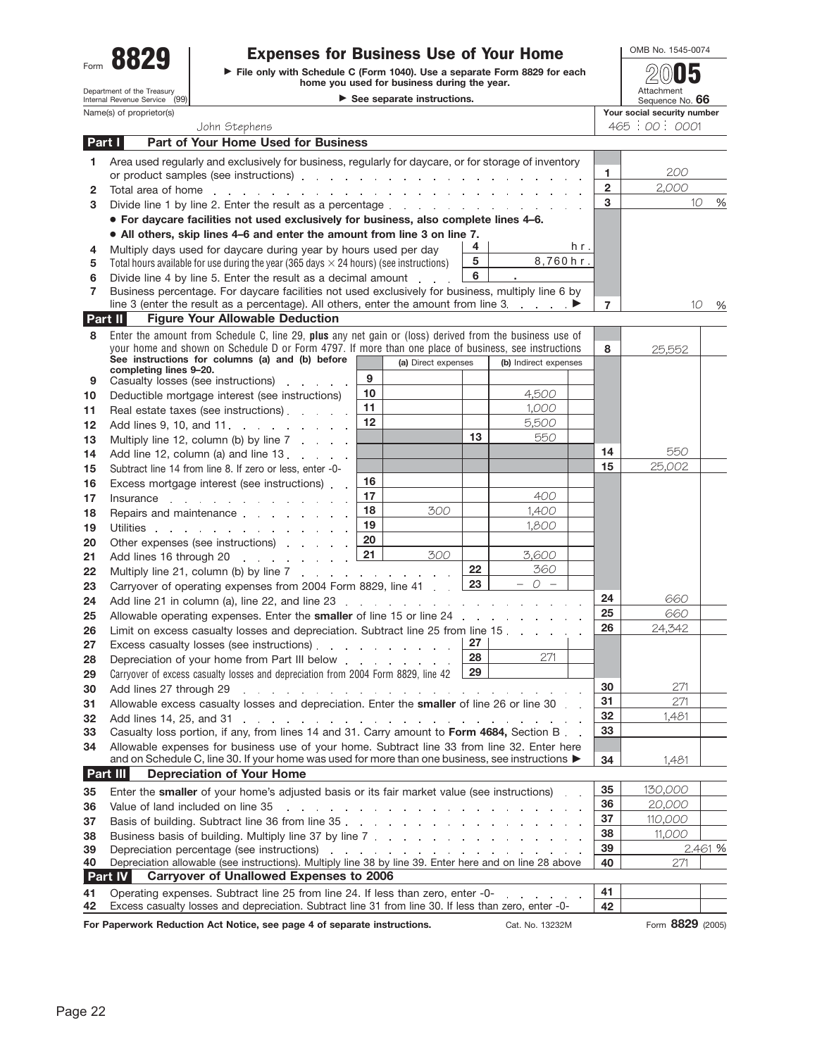# Form 8829 — Expenses for Business Use of Your Home (2005)

▶ File only with Schedule C (Form 1040). Use a separate Form 8829 for each home you used for business during the year.

▶ See separate instructions.

Department of the Treasury, Internal Revenue Service (99)

OMB No. 1545-0074 — Attachment Sequence No. 66

Name(s) of proprietor(s): John Stephens

Your social security number: 465 : 00 : 0001

## Part I — Part of Your Home Used for Business

| Line | Description | | | Line | Amount |
|---|---|---|---|---|---|
| 1 | Area used regularly and exclusively for business, regularly for daycare, or for storage of inventory or product samples (see instructions) | | | 1 | 200 |
| 2 | Total area of home | | | 2 | 2,000 |
| 3 | Divide line 1 by line 2. Enter the result as a percentage | | | 3 | 10 % |
| | • **For daycare facilities not used exclusively for business, also complete lines 4–6.** | | | | |
| | • **All others, skip lines 4–6 and enter the amount from line 3 on line 7.** | | | | |
| 4 | Multiply days used for daycare during year by hours used per day | 4 | hr. | | |
| 5 | Total hours available for use during the year (365 days × 24 hours) (see instructions) | 5 | 8,760 hr. | | |
| 6 | Divide line 4 by line 5. Enter the result as a decimal amount | 6 | . | | |
| 7 | Business percentage. For daycare facilities not used exclusively for business, multiply line 6 by line 3 (enter the result as a percentage). All others, enter the amount from line 3 ▶ | | | 7 | 10 % |

## Part II — Figure Your Allowable Deduction

| Line | Description | Line | (a) Direct expenses | Line | (b) Indirect expenses | Line | Amount |
|---|---|---|---|---|---|---|---|
| 8 | Enter the amount from Schedule C, line 29, **plus** any net gain or (loss) derived from the business use of your home and shown on Schedule D or Form 4797. If more than one place of business, see instructions | | | | | 8 | 25,552 |
| | **See instructions for columns (a) and (b) before completing lines 9–20.** | | | | | | |
| 9 | Casualty losses (see instructions) | 9 | | | | | |
| 10 | Deductible mortgage interest (see instructions) | 10 | | | 4,500 | | |
| 11 | Real estate taxes (see instructions) | 11 | | | 1,000 | | |
| 12 | Add lines 9, 10, and 11 | 12 | | | 5,500 | | |
| 13 | Multiply line 12, column (b) by line 7 | | | 13 | 550 | | |
| 14 | Add line 12, column (a) and line 13 | | | | | 14 | 550 |
| 15 | Subtract line 14 from line 8. If zero or less, enter -0- | | | | | 15 | 25,002 |
| 16 | Excess mortgage interest (see instructions) | 16 | | | | | |
| 17 | Insurance | 17 | | | 400 | | |
| 18 | Repairs and maintenance | 18 | 300 | | 1,400 | | |
| 19 | Utilities | 19 | | | 1,800 | | |
| 20 | Other expenses (see instructions) | 20 | | | | | |
| 21 | Add lines 16 through 20 | 21 | 300 | | 3,600 | | |
| 22 | Multiply line 21, column (b) by line 7 | | | 22 | 360 | | |
| 23 | Carryover of operating expenses from 2004 Form 8829, line 41 | | | 23 | – 0 – | | |
| 24 | Add line 21 in column (a), line 22, and line 23 | | | | | 24 | 660 |
| 25 | Allowable operating expenses. Enter the **smaller** of line 15 or line 24 | | | | | 25 | 660 |
| 26 | Limit on excess casualty losses and depreciation. Subtract line 25 from line 15 | | | | | 26 | 24,342 |
| 27 | Excess casualty losses (see instructions) | | | 27 | | | |
| 28 | Depreciation of your home from Part III below | | | 28 | 271 | | |
| 29 | Carryover of excess casualty losses and depreciation from 2004 Form 8829, line 42 | | | 29 | | | |
| 30 | Add lines 27 through 29 | | | | | 30 | 271 |
| 31 | Allowable excess casualty losses and depreciation. Enter the **smaller** of line 26 or line 30 | | | | | 31 | 271 |
| 32 | Add lines 14, 25, and 31 | | | | | 32 | 1,481 |
| 33 | Casualty loss portion, if any, from lines 14 and 31. Carry amount to **Form 4684,** Section B | | | | | 33 | |
| 34 | Allowable expenses for business use of your home. Subtract line 33 from line 32. Enter here and on Schedule C, line 30. If your home was used for more than one business, see instructions ▶ | | | | | 34 | 1,481 |

## Part III — Depreciation of Your Home

| Line | Description | Line | Amount |
|---|---|---|---|
| 35 | Enter the **smaller** of your home's adjusted basis or its fair market value (see instructions) | 35 | 130,000 |
| 36 | Value of land included on line 35 | 36 | 20,000 |
| 37 | Basis of building. Subtract line 36 from line 35 | 37 | 110,000 |
| 38 | Business basis of building. Multiply line 37 by line 7 | 38 | 11,000 |
| 39 | Depreciation percentage (see instructions) | 39 | 2.461 % |
| 40 | Depreciation allowable (see instructions). Multiply line 38 by line 39. Enter here and on line 28 above | 40 | 271 |

## Part IV — Carryover of Unallowed Expenses to 2006

| Line | Description | Line | Amount |
|---|---|---|---|
| 41 | Operating expenses. Subtract line 25 from line 24. If less than zero, enter -0- | 41 | |
| 42 | Excess casualty losses and depreciation. Subtract line 31 from line 30. If less than zero, enter -0- | 42 | |

**For Paperwork Reduction Act Notice, see page 4 of separate instructions.** Cat. No. 13232M Form **8829** (2005)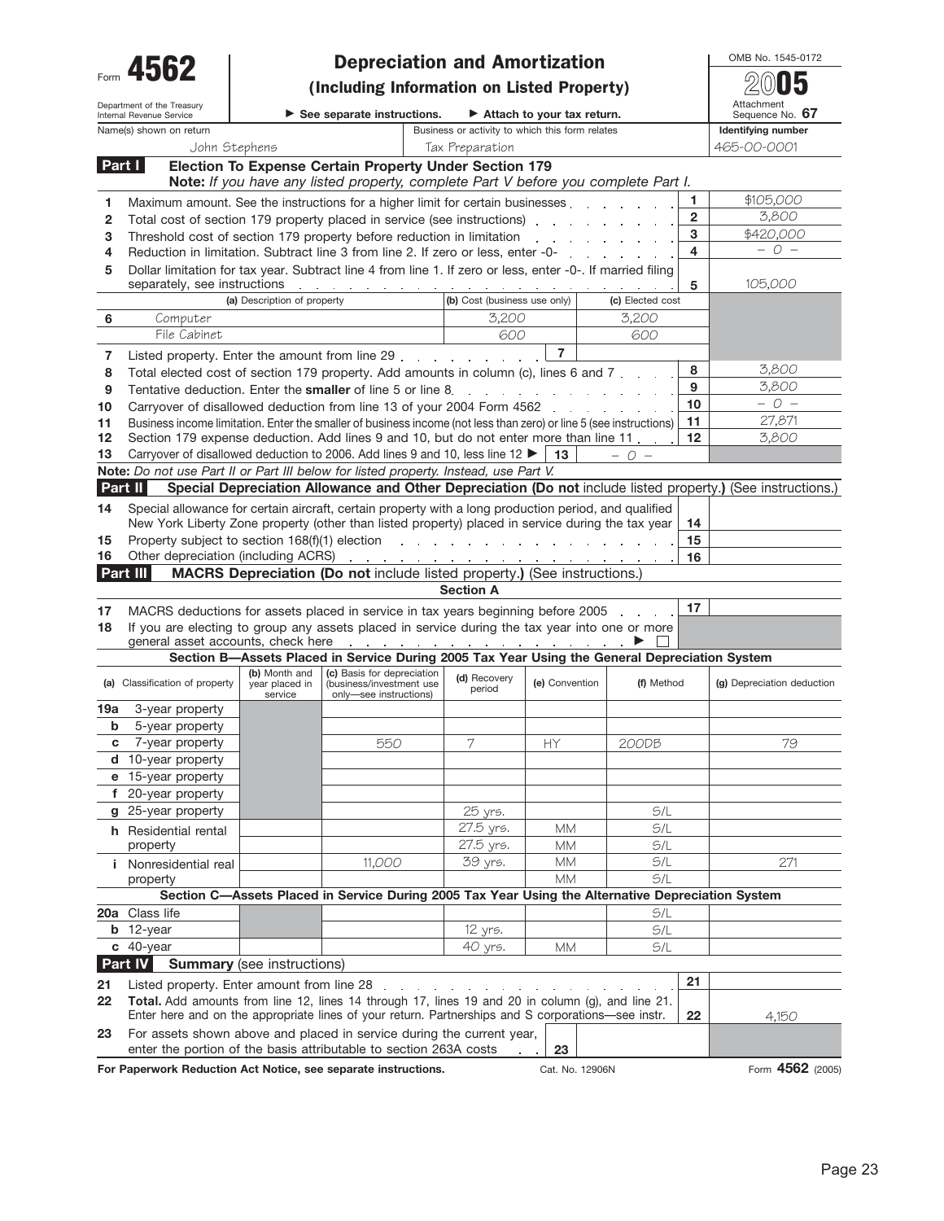# Form 4562 — Depreciation and Amortization (Including Information on Listed Property) — 2005

Department of the Treasury, Internal Revenue Service

▶ See separate instructions. ▶ Attach to your tax return.

OMB No. 1545-0172 | Attachment Sequence No. 67

| Name(s) shown on return | Business or activity to which this form relates | Identifying number |
|---|---|---|
| John Stephens | Tax Preparation | 465-00-0001 |

## Part I — Election To Expense Certain Property Under Section 179

**Note:** *If you have any listed property, complete Part V before you complete Part I.*

| Line | Description | | | Amount |
|---|---|---|---|---|
| 1 | Maximum amount. See the instructions for a higher limit for certain businesses | | 1 | $105,000 |
| 2 | Total cost of section 179 property placed in service (see instructions) | | 2 | 3,800 |
| 3 | Threshold cost of section 179 property before reduction in limitation | | 3 | $420,000 |
| 4 | Reduction in limitation. Subtract line 3 from line 2. If zero or less, enter -0- | | 4 | – 0 – |
| 5 | Dollar limitation for tax year. Subtract line 4 from line 1. If zero or less, enter -0-. If married filing separately, see instructions | | 5 | 105,000 |

| 6 | (a) Description of property | (b) Cost (business use only) | (c) Elected cost |
|---|---|---|---|
| | Computer | 3,200 | 3,200 |
| | File Cabinet | 600 | 600 |

| Line | Description | | | Amount |
|---|---|---|---|---|
| 7 | Listed property. Enter the amount from line 29 | 7 | | |
| 8 | Total elected cost of section 179 property. Add amounts in column (c), lines 6 and 7 | | 8 | 3,800 |
| 9 | Tentative deduction. Enter the **smaller** of line 5 or line 8 | | 9 | 3,800 |
| 10 | Carryover of disallowed deduction from line 13 of your 2004 Form 4562 | | 10 | – 0 – |
| 11 | Business income limitation. Enter the smaller of business income (not less than zero) or line 5 (see instructions) | | 11 | 27,871 |
| 12 | Section 179 expense deduction. Add lines 9 and 10, but do not enter more than line 11 | | 12 | 3,800 |
| 13 | Carryover of disallowed deduction to 2006. Add lines 9 and 10, less line 12 ▶ | 13 | – 0 – | |

**Note:** *Do not use Part II or Part III below for listed property. Instead, use Part V.*

## Part II — Special Depreciation Allowance and Other Depreciation (Do not include listed property.) (See instructions.)

| Line | Description | | Amount |
|---|---|---|---|
| 14 | Special allowance for certain aircraft, certain property with a long production period, and qualified New York Liberty Zone property (other than listed property) placed in service during the tax year | 14 | |
| 15 | Property subject to section 168(f)(1) election | 15 | |
| 16 | Other depreciation (including ACRS) | 16 | |

## Part III — MACRS Depreciation (Do not include listed property.) (See instructions.)

### Section A

| Line | Description | | Amount |
|---|---|---|---|
| 17 | MACRS deductions for assets placed in service in tax years beginning before 2005 | 17 | |
| 18 | If you are electing to group any assets placed in service during the tax year into one or more general asset accounts, check here ▶ ☐ | | |

### Section B—Assets Placed in Service During 2005 Tax Year Using the General Depreciation System

| (a) Classification of property | (b) Month and year placed in service | (c) Basis for depreciation (business/investment use only—see instructions) | (d) Recovery period | (e) Convention | (f) Method | (g) Depreciation deduction |
|---|---|---|---|---|---|---|
| 19a 3-year property | | | | | | |
| b 5-year property | | | | | | |
| c 7-year property | | 550 | 7 | HY | 200DB | 79 |
| d 10-year property | | | | | | |
| e 15-year property | | | | | | |
| f 20-year property | | | | | | |
| g 25-year property | | | 25 yrs. | | S/L | |
| h Residential rental property | | | 27.5 yrs. | MM | S/L | |
| | | | 27.5 yrs. | MM | S/L | |
| i Nonresidential real property | | 11,000 | 39 yrs. | MM | S/L | 271 |
| | | | | MM | S/L | |

### Section C—Assets Placed in Service During 2005 Tax Year Using the Alternative Depreciation System

| (a) Classification of property | (b) Month and year placed in service | (c) Basis for depreciation | (d) Recovery period | (e) Convention | (f) Method | (g) Depreciation deduction |
|---|---|---|---|---|---|---|
| 20a Class life | | | | | S/L | |
| b 12-year | | | 12 yrs. | | S/L | |
| c 40-year | | | 40 yrs. | MM | S/L | |

## Part IV — Summary (see instructions)

| Line | Description | | Amount |
|---|---|---|---|
| 21 | Listed property. Enter amount from line 28 | 21 | |
| 22 | **Total.** Add amounts from line 12, lines 14 through 17, lines 19 and 20 in column (g), and line 21. Enter here and on the appropriate lines of your return. Partnerships and S corporations—see instr. | 22 | 4,150 |
| 23 | For assets shown above and placed in service during the current year, enter the portion of the basis attributable to section 263A costs | 23 | |

For Paperwork Reduction Act Notice, see separate instructions. Cat. No. 12906N Form **4562** (2005)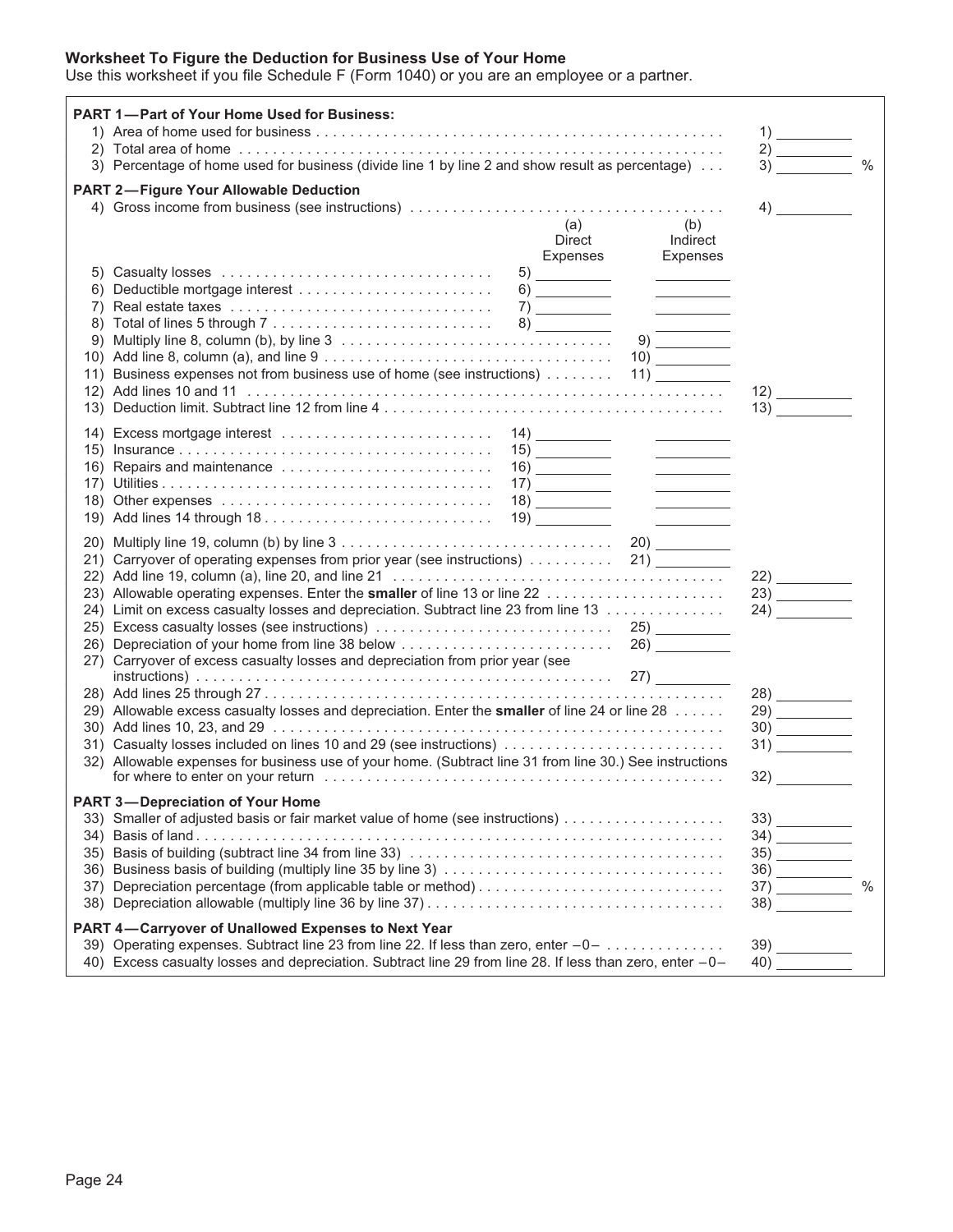### Worksheet To Figure the Deduction for Business Use of Your Home

Use this worksheet if you file Schedule F (Form 1040) or you are an employee or a partner.

**PART 1—Part of Your Home Used for Business:**

| | | | |
|---|---|---|---|
| 1) Area of home used for business | | | 1) |
| 2) Total area of home | | | 2) |
| 3) Percentage of home used for business (divide line 1 by line 2 and show result as percentage) | | | 3) % |

**PART 2—Figure Your Allowable Deduction**

| | (a) Direct Expenses | (b) Indirect Expenses | |
|---|---|---|---|
| 4) Gross income from business (see instructions) | | | 4) |
| 5) Casualty losses | 5) | | |
| 6) Deductible mortgage interest | 6) | | |
| 7) Real estate taxes | 7) | | |
| 8) Total of lines 5 through 7 | 8) | | |
| 9) Multiply line 8, column (b), by line 3 | | 9) | |
| 10) Add line 8, column (a), and line 9 | | 10) | |
| 11) Business expenses not from business use of home (see instructions) | | 11) | |
| 12) Add lines 10 and 11 | | | 12) |
| 13) Deduction limit. Subtract line 12 from line 4 | | | 13) |
| 14) Excess mortgage interest | 14) | | |
| 15) Insurance | 15) | | |
| 16) Repairs and maintenance | 16) | | |
| 17) Utilities | 17) | | |
| 18) Other expenses | 18) | | |
| 19) Add lines 14 through 18 | 19) | | |
| 20) Multiply line 19, column (b) by line 3 | | 20) | |
| 21) Carryover of operating expenses from prior year (see instructions) | | 21) | |
| 22) Add line 19, column (a), line 20, and line 21 | | | 22) |
| 23) Allowable operating expenses. Enter the **smaller** of line 13 or line 22 | | | 23) |
| 24) Limit on excess casualty losses and depreciation. Subtract line 23 from line 13 | | | 24) |
| 25) Excess casualty losses (see instructions) | | 25) | |
| 26) Depreciation of your home from line 38 below | | 26) | |
| 27) Carryover of excess casualty losses and depreciation from prior year (see instructions) | | 27) | |
| 28) Add lines 25 through 27 | | | 28) |
| 29) Allowable excess casualty losses and depreciation. Enter the **smaller** of line 24 or line 28 | | | 29) |
| 30) Add lines 10, 23, and 29 | | | 30) |
| 31) Casualty losses included on lines 10 and 29 (see instructions) | | | 31) |
| 32) Allowable expenses for business use of your home. (Subtract line 31 from line 30.) See instructions for where to enter on your return | | | 32) |

**PART 3—Depreciation of Your Home**

| | |
|---|---|
| 33) Smaller of adjusted basis or fair market value of home (see instructions) | 33) |
| 34) Basis of land | 34) |
| 35) Basis of building (subtract line 34 from line 33) | 35) |
| 36) Business basis of building (multiply line 35 by line 3) | 36) |
| 37) Depreciation percentage (from applicable table or method) | 37) % |
| 38) Depreciation allowable (multiply line 36 by line 37) | 38) |

**PART 4—Carryover of Unallowed Expenses to Next Year**

| | |
|---|---|
| 39) Operating expenses. Subtract line 23 from line 22. If less than zero, enter −0− | 39) |
| 40) Excess casualty losses and depreciation. Subtract line 29 from line 28. If less than zero, enter −0− | 40) |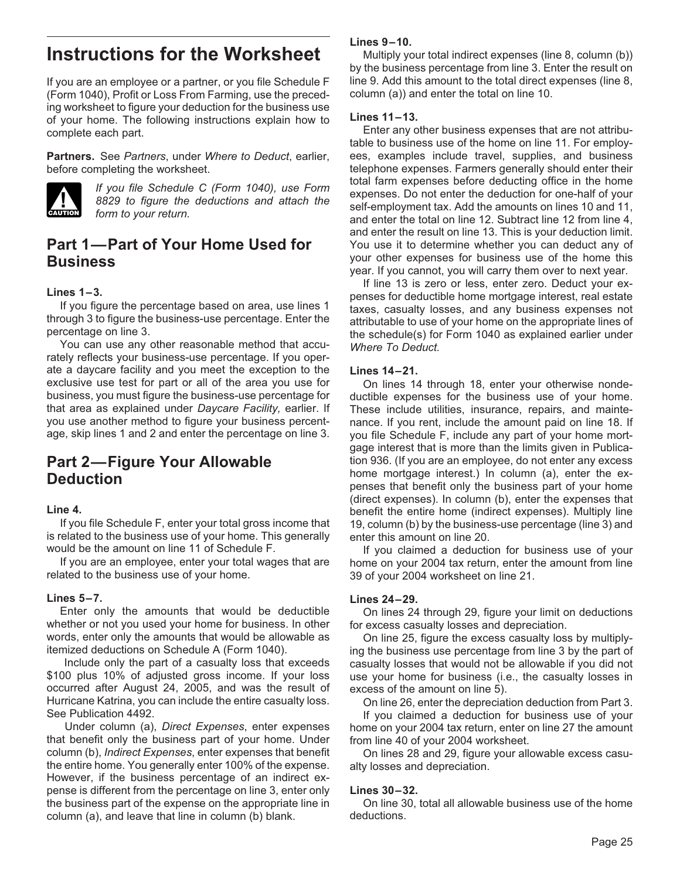# Instructions for the Worksheet

If you are an employee or a partner, or you file Schedule F (Form 1040), Profit or Loss From Farming, use the preceding worksheet to figure your deduction for the business use of your home. The following instructions explain how to complete each part.

**Partners.** See *Partners*, under *Where to Deduct*, earlier, before completing the worksheet.

**CAUTION:** *If you file Schedule C (Form 1040), use Form 8829 to figure the deductions and attach the form to your return.*

## Part 1—Part of Your Home Used for Business

### Lines 1–3.

If you figure the percentage based on area, use lines 1 through 3 to figure the business-use percentage. Enter the percentage on line 3.

You can use any other reasonable method that accurately reflects your business-use percentage. If you operate a daycare facility and you meet the exception to the exclusive use test for part or all of the area you use for business, you must figure the business-use percentage for that area as explained under *Daycare Facility,* earlier. If you use another method to figure your business percentage, skip lines 1 and 2 and enter the percentage on line 3.

## Part 2—Figure Your Allowable Deduction

### Line 4.

If you file Schedule F, enter your total gross income that is related to the business use of your home. This generally would be the amount on line 11 of Schedule F.

If you are an employee, enter your total wages that are related to the business use of your home.

### Lines 5–7.

Enter only the amounts that would be deductible whether or not you used your home for business. In other words, enter only the amounts that would be allowable as itemized deductions on Schedule A (Form 1040).

Include only the part of a casualty loss that exceeds $100 plus 10% of adjusted gross income. If your loss occurred after August 24, 2005, and was the result of Hurricane Katrina, you can include the entire casualty loss. See Publication 4492.

Under column (a), *Direct Expenses*, enter expenses that benefit only the business part of your home. Under column (b), *Indirect Expenses*, enter expenses that benefit the entire home. You generally enter 100% of the expense. However, if the business percentage of an indirect expense is different from the percentage on line 3, enter only the business part of the expense on the appropriate line in column (a), and leave that line in column (b) blank.

### Lines 9–10.

Multiply your total indirect expenses (line 8, column (b)) by the business percentage from line 3. Enter the result on line 9. Add this amount to the total direct expenses (line 8, column (a)) and enter the total on line 10.

### Lines 11–13.

Enter any other business expenses that are not attributable to business use of the home on line 11. For employees, examples include travel, supplies, and business telephone expenses. Farmers generally should enter their total farm expenses before deducting office in the home expenses. Do not enter the deduction for one-half of your self-employment tax. Add the amounts on lines 10 and 11, and enter the total on line 12. Subtract line 12 from line 4, and enter the result on line 13. This is your deduction limit. You use it to determine whether you can deduct any of your other expenses for business use of the home this year. If you cannot, you will carry them over to next year.

If line 13 is zero or less, enter zero. Deduct your expenses for deductible home mortgage interest, real estate taxes, casualty losses, and any business expenses not attributable to use of your home on the appropriate lines of the schedule(s) for Form 1040 as explained earlier under *Where To Deduct.*

### Lines 14–21.

On lines 14 through 18, enter your otherwise nondeductible expenses for the business use of your home. These include utilities, insurance, repairs, and maintenance. If you rent, include the amount paid on line 18. If you file Schedule F, include any part of your home mortgage interest that is more than the limits given in Publication 936. (If you are an employee, do not enter any excess home mortgage interest.) In column (a), enter the expenses that benefit only the business part of your home (direct expenses). In column (b), enter the expenses that benefit the entire home (indirect expenses). Multiply line 19, column (b) by the business-use percentage (line 3) and enter this amount on line 20.

If you claimed a deduction for business use of your home on your 2004 tax return, enter the amount from line 39 of your 2004 worksheet on line 21.

### Lines 24–29.

On lines 24 through 29, figure your limit on deductions for excess casualty losses and depreciation.

On line 25, figure the excess casualty loss by multiplying the business use percentage from line 3 by the part of casualty losses that would not be allowable if you did not use your home for business (i.e., the casualty losses in excess of the amount on line 5).

On line 26, enter the depreciation deduction from Part 3.

If you claimed a deduction for business use of your home on your 2004 tax return, enter on line 27 the amount from line 40 of your 2004 worksheet.

On lines 28 and 29, figure your allowable excess casualty losses and depreciation.

### Lines 30–32.

On line 30, total all allowable business use of the home deductions.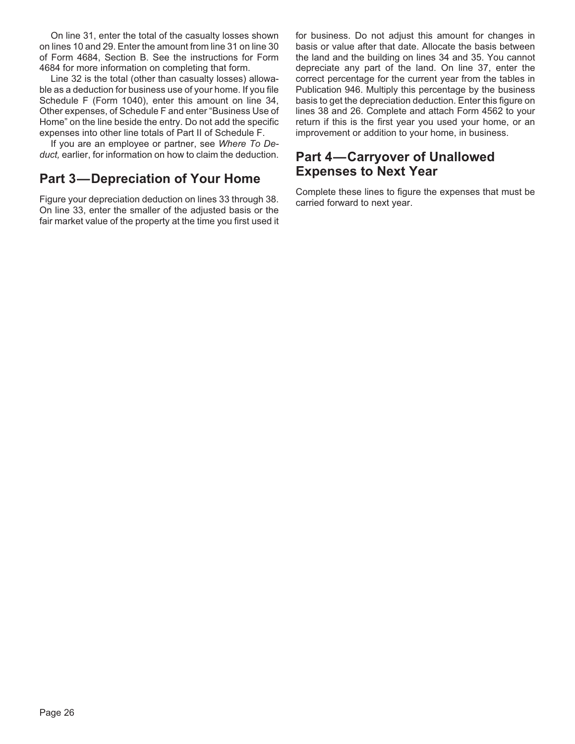On line 31, enter the total of the casualty losses shown on lines 10 and 29. Enter the amount from line 31 on line 30 of Form 4684, Section B. See the instructions for Form 4684 for more information on completing that form.

Line 32 is the total (other than casualty losses) allowable as a deduction for business use of your home. If you file Schedule F (Form 1040), enter this amount on line 34, Other expenses, of Schedule F and enter "Business Use of Home" on the line beside the entry. Do not add the specific expenses into other line totals of Part II of Schedule F.

If you are an employee or partner, see *Where To Deduct,* earlier, for information on how to claim the deduction.

## Part 3—Depreciation of Your Home

Figure your depreciation deduction on lines 33 through 38. On line 33, enter the smaller of the adjusted basis or the fair market value of the property at the time you first used it for business. Do not adjust this amount for changes in basis or value after that date. Allocate the basis between the land and the building on lines 34 and 35. You cannot depreciate any part of the land. On line 37, enter the correct percentage for the current year from the tables in Publication 946. Multiply this percentage by the business basis to get the depreciation deduction. Enter this figure on lines 38 and 26. Complete and attach Form 4562 to your return if this is the first year you used your home, or an improvement or addition to your home, in business.

## Part 4—Carryover of Unallowed Expenses to Next Year

Complete these lines to figure the expenses that must be carried forward to next year.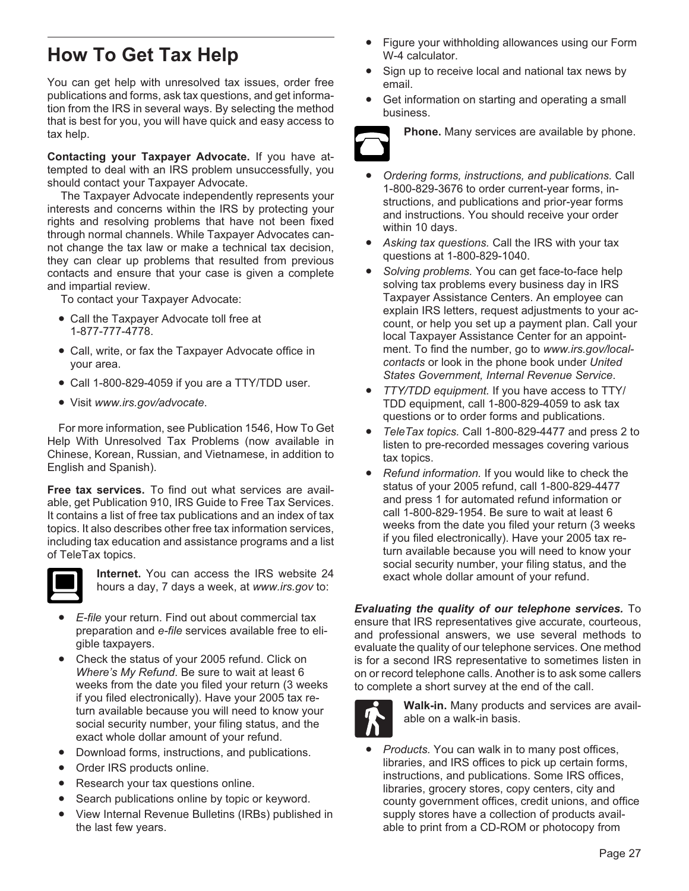## How To Get Tax Help

You can get help with unresolved tax issues, order free publications and forms, ask tax questions, and get information from the IRS in several ways. By selecting the method that is best for you, you will have quick and easy access to tax help.

**Contacting your Taxpayer Advocate.** If you have attempted to deal with an IRS problem unsuccessfully, you should contact your Taxpayer Advocate.

The Taxpayer Advocate independently represents your interests and concerns within the IRS by protecting your rights and resolving problems that have not been fixed through normal channels. While Taxpayer Advocates cannot change the tax law or make a technical tax decision, they can clear up problems that resulted from previous contacts and ensure that your case is given a complete and impartial review.

To contact your Taxpayer Advocate:

- Call the Taxpayer Advocate toll free at 1-877-777-4778.
- Call, write, or fax the Taxpayer Advocate office in your area.
- Call 1-800-829-4059 if you are a TTY/TDD user.
- Visit *www.irs.gov/advocate*.

For more information, see Publication 1546, How To Get Help With Unresolved Tax Problems (now available in Chinese, Korean, Russian, and Vietnamese, in addition to English and Spanish).

**Free tax services.** To find out what services are available, get Publication 910, IRS Guide to Free Tax Services. It contains a list of free tax publications and an index of tax topics. It also describes other free tax information services, including tax education and assistance programs and a list of TeleTax topics.

**Internet.** You can access the IRS website 24 hours a day, 7 days a week, at *www.irs.gov* to:

- *E-file* your return. Find out about commercial tax preparation and *e-file* services available free to eligible taxpayers.
- Check the status of your 2005 refund. Click on *Where's My Refund*. Be sure to wait at least 6 weeks from the date you filed your return (3 weeks if you filed electronically). Have your 2005 tax return available because you will need to know your social security number, your filing status, and the exact whole dollar amount of your refund.
- Download forms, instructions, and publications.
- Order IRS products online.
- Research your tax questions online.
- Search publications online by topic or keyword.
- View Internal Revenue Bulletins (IRBs) published in the last few years.
- Figure your withholding allowances using our Form W-4 calculator.
- Sign up to receive local and national tax news by email.
- Get information on starting and operating a small business.

**Phone.** Many services are available by phone.

- *Ordering forms, instructions, and publications.* Call 1-800-829-3676 to order current-year forms, instructions, and publications and prior-year forms and instructions. You should receive your order within 10 days.
- *Asking tax questions.* Call the IRS with your tax questions at 1-800-829-1040.
- *Solving problems.* You can get face-to-face help solving tax problems every business day in IRS Taxpayer Assistance Centers. An employee can explain IRS letters, request adjustments to your account, or help you set up a payment plan. Call your local Taxpayer Assistance Center for an appointment. To find the number, go to *www.irs.gov/localcontacts* or look in the phone book under *United States Government, Internal Revenue Service*.
- *TTY/TDD equipment.* If you have access to TTY/TDD equipment, call 1-800-829-4059 to ask tax questions or to order forms and publications.
- *TeleTax topics.* Call 1-800-829-4477 and press 2 to listen to pre-recorded messages covering various tax topics.
- *Refund information.* If you would like to check the status of your 2005 refund, call 1-800-829-4477 and press 1 for automated refund information or call 1-800-829-1954. Be sure to wait at least 6 weeks from the date you filed your return (3 weeks if you filed electronically). Have your 2005 tax return available because you will need to know your social security number, your filing status, and the exact whole dollar amount of your refund.

***Evaluating the quality of our telephone services.*** To ensure that IRS representatives give accurate, courteous, and professional answers, we use several methods to evaluate the quality of our telephone services. One method is for a second IRS representative to sometimes listen in on or record telephone calls. Another is to ask some callers to complete a short survey at the end of the call.

**Walk-in.** Many products and services are available on a walk-in basis.

- *Products.* You can walk in to many post offices, libraries, and IRS offices to pick up certain forms, instructions, and publications. Some IRS offices, libraries, grocery stores, copy centers, city and county government offices, credit unions, and office supply stores have a collection of products available to print from a CD-ROM or photocopy from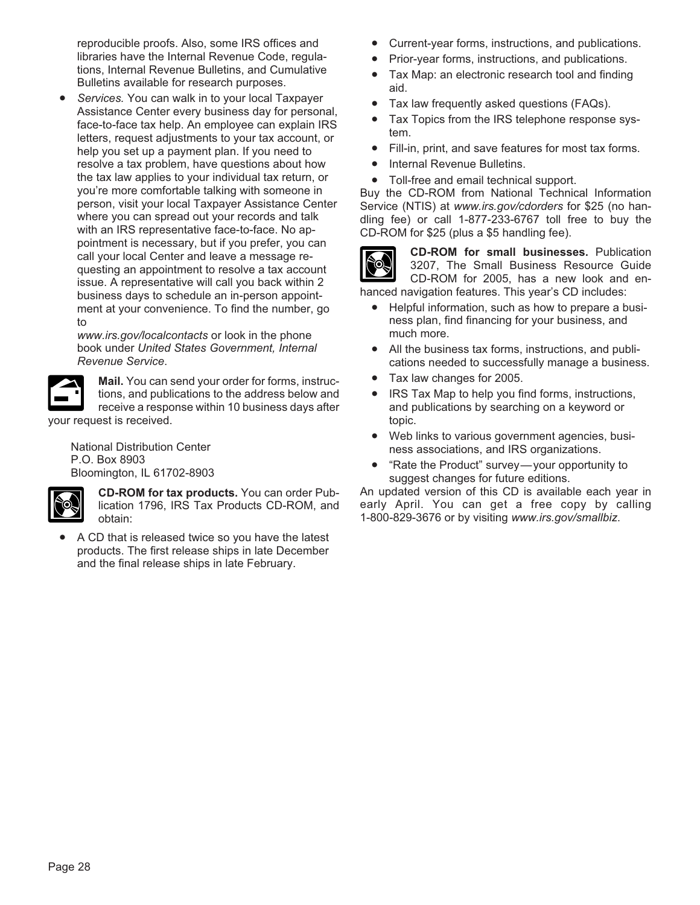reproducible proofs. Also, some IRS offices and libraries have the Internal Revenue Code, regulations, Internal Revenue Bulletins, and Cumulative Bulletins available for research purposes.

- *Services.* You can walk in to your local Taxpayer Assistance Center every business day for personal, face-to-face tax help. An employee can explain IRS letters, request adjustments to your tax account, or help you set up a payment plan. If you need to resolve a tax problem, have questions about how the tax law applies to your individual tax return, or you're more comfortable talking with someone in person, visit your local Taxpayer Assistance Center where you can spread out your records and talk with an IRS representative face-to-face. No appointment is necessary, but if you prefer, you can call your local Center and leave a message requesting an appointment to resolve a tax account issue. A representative will call you back within 2 business days to schedule an in-person appointment at your convenience. To find the number, go to *www.irs.gov/localcontacts* or look in the phone book under *United States Government, Internal Revenue Service*.

**Mail.** You can send your order for forms, instructions, and publications to the address below and receive a response within 10 business days after your request is received.

National Distribution Center
P.O. Box 8903
Bloomington, IL 61702-8903

**CD-ROM for tax products.** You can order Publication 1796, IRS Tax Products CD-ROM, and obtain:

- A CD that is released twice so you have the latest products. The first release ships in late December and the final release ships in late February.
- Current-year forms, instructions, and publications.
- Prior-year forms, instructions, and publications.
- Tax Map: an electronic research tool and finding aid.
- Tax law frequently asked questions (FAQs).
- Tax Topics from the IRS telephone response system.
- Fill-in, print, and save features for most tax forms.
- Internal Revenue Bulletins.
- Toll-free and email technical support.

Buy the CD-ROM from National Technical Information Service (NTIS) at *www.irs.gov/cdorders* for $25 (no handling fee) or call 1-877-233-6767 toll free to buy the CD-ROM for $25 (plus a $5 handling fee).

**CD-ROM for small businesses.** Publication 3207, The Small Business Resource Guide CD-ROM for 2005, has a new look and enhanced navigation features. This year's CD includes:

- Helpful information, such as how to prepare a business plan, find financing for your business, and much more.
- All the business tax forms, instructions, and publications needed to successfully manage a business.
- Tax law changes for 2005.
- IRS Tax Map to help you find forms, instructions, and publications by searching on a keyword or topic.
- Web links to various government agencies, business associations, and IRS organizations.
- "Rate the Product" survey — your opportunity to suggest changes for future editions.

An updated version of this CD is available each year in early April. You can get a free copy by calling 1-800-829-3676 or by visiting *www.irs.gov/smallbiz*.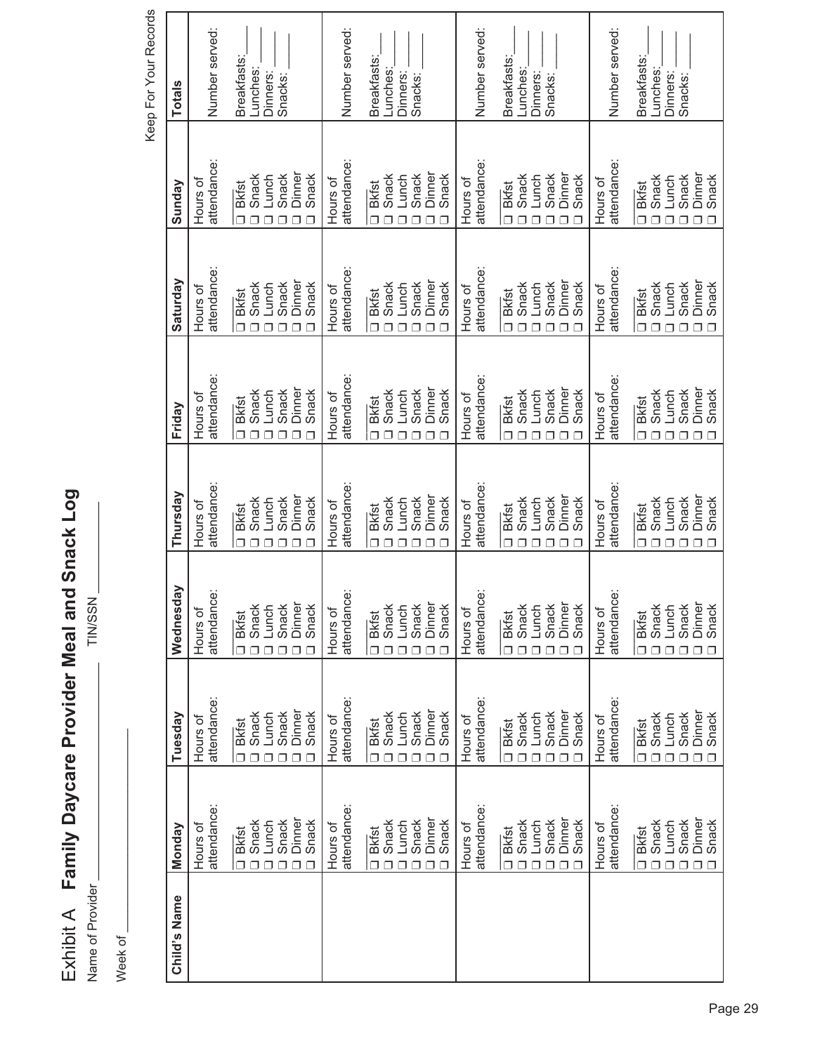# Exhibit A Family Daycare Provider Meal and Snack Log

Name of Provider ______________ TIN/SSN ______________

Week of ______________

Keep For Your Records

| Child's Name | Monday | Tuesday | Wednesday | Thursday | Friday | Saturday | Sunday | Totals |
|---|---|---|---|---|---|---|---|---|
| | Hours of attendance: | Hours of attendance: | Hours of attendance: | Hours of attendance: | Hours of attendance: | Hours of attendance: | Hours of attendance: | Number served: |
| | ❑ Bkfst<br>❑ Snack<br>❑ Lunch<br>❑ Snack<br>❑ Dinner<br>❑ Snack | ❑ Bkfst<br>❑ Snack<br>❑ Lunch<br>❑ Snack<br>❑ Dinner<br>❑ Snack | ❑ Bkfst<br>❑ Snack<br>❑ Lunch<br>❑ Snack<br>❑ Dinner<br>❑ Snack | ❑ Bkfst<br>❑ Snack<br>❑ Lunch<br>❑ Snack<br>❑ Dinner<br>❑ Snack | ❑ Bkfst<br>❑ Snack<br>❑ Lunch<br>❑ Snack<br>❑ Dinner<br>❑ Snack | ❑ Bkfst<br>❑ Snack<br>❑ Lunch<br>❑ Snack<br>❑ Dinner<br>❑ Snack | ❑ Bkfst<br>❑ Snack<br>❑ Lunch<br>❑ Snack<br>❑ Dinner<br>❑ Snack | Breakfasts: ____<br>Lunches: ____<br>Dinners: ____<br>Snacks: ____ |
| | Hours of attendance: | Hours of attendance: | Hours of attendance: | Hours of attendance: | Hours of attendance: | Hours of attendance: | Hours of attendance: | Number served: |
| | ❑ Bkfst<br>❑ Snack<br>❑ Lunch<br>❑ Snack<br>❑ Dinner<br>❑ Snack | ❑ Bkfst<br>❑ Snack<br>❑ Lunch<br>❑ Snack<br>❑ Dinner<br>❑ Snack | ❑ Bkfst<br>❑ Snack<br>❑ Lunch<br>❑ Snack<br>❑ Dinner<br>❑ Snack | ❑ Bkfst<br>❑ Snack<br>❑ Lunch<br>❑ Snack<br>❑ Dinner<br>❑ Snack | ❑ Bkfst<br>❑ Snack<br>❑ Lunch<br>❑ Snack<br>❑ Dinner<br>❑ Snack | ❑ Bkfst<br>❑ Snack<br>❑ Lunch<br>❑ Snack<br>❑ Dinner<br>❑ Snack | ❑ Bkfst<br>❑ Snack<br>❑ Lunch<br>❑ Snack<br>❑ Dinner<br>❑ Snack | Breakfasts: ____<br>Lunches: ____<br>Dinners: ____<br>Snacks: ____ |
| | Hours of attendance: | Hours of attendance: | Hours of attendance: | Hours of attendance: | Hours of attendance: | Hours of attendance: | Hours of attendance: | Number served: |
| | ❑ Bkfst<br>❑ Snack<br>❑ Lunch<br>❑ Snack<br>❑ Dinner<br>❑ Snack | ❑ Bkfst<br>❑ Snack<br>❑ Lunch<br>❑ Snack<br>❑ Dinner<br>❑ Snack | ❑ Bkfst<br>❑ Snack<br>❑ Lunch<br>❑ Snack<br>❑ Dinner<br>❑ Snack | ❑ Bkfst<br>❑ Snack<br>❑ Lunch<br>❑ Snack<br>❑ Dinner<br>❑ Snack | ❑ Bkfst<br>❑ Snack<br>❑ Lunch<br>❑ Snack<br>❑ Dinner<br>❑ Snack | ❑ Bkfst<br>❑ Snack<br>❑ Lunch<br>❑ Snack<br>❑ Dinner<br>❑ Snack | ❑ Bkfst<br>❑ Snack<br>❑ Lunch<br>❑ Snack<br>❑ Dinner<br>❑ Snack | Breakfasts: ____<br>Lunches: ____<br>Dinners: ____<br>Snacks: ____ |
| | Hours of attendance: | Hours of attendance: | Hours of attendance: | Hours of attendance: | Hours of attendance: | Hours of attendance: | Hours of attendance: | Number served: |
| | ❑ Bkfst<br>❑ Snack<br>❑ Lunch<br>❑ Snack<br>❑ Dinner<br>❑ Snack | ❑ Bkfst<br>❑ Snack<br>❑ Lunch<br>❑ Snack<br>❑ Dinner<br>❑ Snack | ❑ Bkfst<br>❑ Snack<br>❑ Lunch<br>❑ Snack<br>❑ Dinner<br>❑ Snack | ❑ Bkfst<br>❑ Snack<br>❑ Lunch<br>❑ Snack<br>❑ Dinner<br>❑ Snack | ❑ Bkfst<br>❑ Snack<br>❑ Lunch<br>❑ Snack<br>❑ Dinner<br>❑ Snack | ❑ Bkfst<br>❑ Snack<br>❑ Lunch<br>❑ Snack<br>❑ Dinner<br>❑ Snack | ❑ Bkfst<br>❑ Snack<br>❑ Lunch<br>❑ Snack<br>❑ Dinner<br>❑ Snack | Breakfasts: ____<br>Lunches: ____<br>Dinners: ____<br>Snacks: ____ |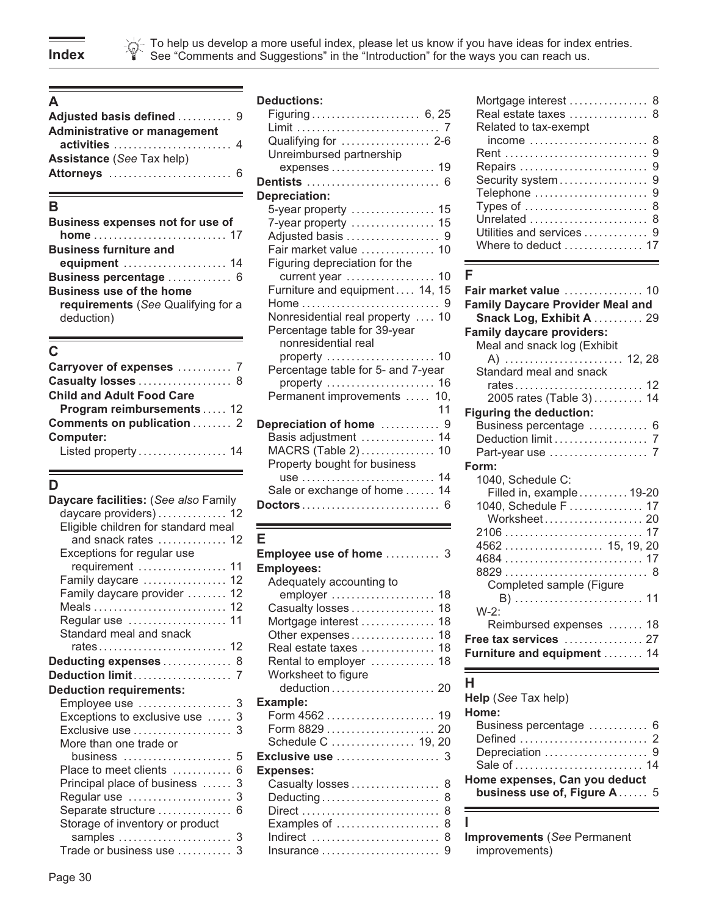# Index

To help us develop a more useful index, please let us know if you have ideas for index entries. See "Comments and Suggestions" in the "Introduction" for the ways you can reach us.

## A

**Adjusted basis defined** 9
**Administrative or management activities** 4
**Assistance** (*See* Tax help)
**Attorneys** 6

## B

**Business expenses not for use of home** 17
**Business furniture and equipment** 14
**Business percentage** 6
**Business use of the home requirements** (*See* Qualifying for a deduction)

## C

**Carryover of expenses** 7
**Casualty losses** 8
**Child and Adult Food Care Program reimbursements** 12
**Comments on publication** 2
**Computer:**
- Listed property 14

## D

**Daycare facilities:** (*See also* Family daycare providers) 12
- Eligible children for standard meal and snack rates 12
- Exceptions for regular use requirement 11
- Family daycare 12
- Family daycare provider 12
- Meals 12
- Regular use 11
- Standard meal and snack rates 12

**Deducting expenses** 8
**Deduction limit** 7
**Deduction requirements:**
- Employee use 3
- Exceptions to exclusive use 3
- Exclusive use 3
- More than one trade or business 5
- Place to meet clients 6
- Principal place of business 3
- Regular use 3
- Separate structure 6
- Storage of inventory or product samples 3
- Trade or business use 3

**Deductions:**
- Figuring 6, 25
- Limit 7
- Qualifying for 2-6
- Unreimbursed partnership expenses 19

**Dentists** 6
**Depreciation:**
- 5-year property 15
- 7-year property 15
- Adjusted basis 9
- Fair market value 10
- Figuring depreciation for the current year 10
- Furniture and equipment 14, 15
- Home 9
- Nonresidential real property 10
- Percentage table for 39-year nonresidential real property 10
- Percentage table for 5- and 7-year property 16
- Permanent improvements 10, 11

**Depreciation of home** 9
- Basis adjustment 14
- MACRS (Table 2) 10
- Property bought for business use 14
- Sale or exchange of home 14

**Doctors** 6

## E

**Employee use of home** 3
**Employees:**
- Adequately accounting to employer 18
- Casualty losses 18
- Mortgage interest 18
- Other expenses 18
- Real estate taxes 18
- Rental to employer 18
- Worksheet to figure deduction 20

**Example:**
- Form 4562 19
- Form 8829 20
- Schedule C 19, 20

**Exclusive use** 3
**Expenses:**
- Casualty losses 8
- Deducting 8
- Direct 8
- Examples of 8
- Indirect 8
- Insurance 9
- Mortgage interest 8
- Real estate taxes 8
- Related to tax-exempt income 8
- Rent 9
- Repairs 9
- Security system 9
- Telephone 9
- Types of 8
- Unrelated 8
- Utilities and services 9
- Where to deduct 17

## F

**Fair market value** 10
**Family Daycare Provider Meal and Snack Log, Exhibit A** 29
**Family daycare providers:**
- Meal and snack log (Exhibit A) 12, 28
- Standard meal and snack rates 12
- 2005 rates (Table 3) 14

**Figuring the deduction:**
- Business percentage 6
- Deduction limit 7
- Part-year use 7

**Form:**
- 1040, Schedule C:
  - Filled in, example 19-20
- 1040, Schedule F 17
  - Worksheet 20
- 2106 17
- 4562 15, 19, 20
- 4684 17
- 8829 8
  - Completed sample (Figure B) 11
- W-2:
  - Reimbursed expenses 18

**Free tax services** 27
**Furniture and equipment** 14

## H

**Help** (*See* Tax help)
**Home:**
- Business percentage 6
- Defined 2
- Depreciation 9
- Sale of 14

**Home expenses, Can you deduct business use of, Figure A** 5

## I

**Improvements** (*See* Permanent improvements)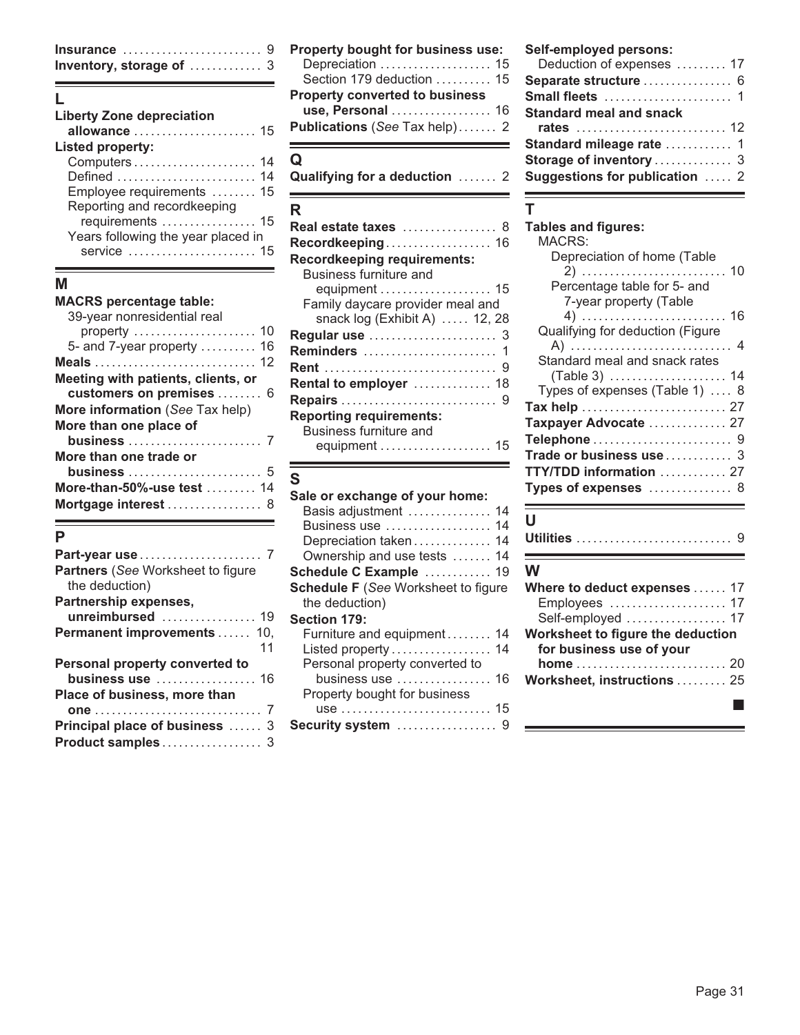**Insurance** .......................... 9
**Inventory, storage of** ............. 3

## L

**Liberty Zone depreciation allowance** ...................... 15

**Listed property:**
- Computers ...................... 14
- Defined ......................... 14
- Employee requirements ........ 15
- Reporting and recordkeeping requirements ................. 15
- Years following the year placed in service ....................... 15

## M

**MACRS percentage table:**
- 39-year nonresidential real property ...................... 10
- 5- and 7-year property .......... 16

**Meals** ............................. 12
**Meeting with patients, clients, or customers on premises** ........ 6
**More information** (*See* Tax help)
**More than one place of business** ........................ 7
**More than one trade or business** ........................ 5
**More-than-50%-use test** ......... 14
**Mortgage interest** ................. 8

## P

**Part-year use** ...................... 7
**Partners** (*See* Worksheet to figure the deduction)
**Partnership expenses, unreimbursed** ................. 19
**Permanent improvements** ...... 10, 11
**Personal property converted to business use** .................. 16
**Place of business, more than one** .............................. 7
**Principal place of business** ...... 3
**Product samples** .................. 3

**Property bought for business use:**
- Depreciation .................... 15
- Section 179 deduction .......... 15

**Property converted to business use, Personal** .................. 16
**Publications** (*See* Tax help) ....... 2

## Q

**Qualifying for a deduction** ....... 2

## R

**Real estate taxes** ................. 8
**Recordkeeping** ................... 16

**Recordkeeping requirements:**
- Business furniture and equipment .................... 15
- Family daycare provider meal and snack log (Exhibit A) ..... 12, 28

**Regular use** ....................... 3
**Reminders** ........................ 1
**Rent** ............................... 9
**Rental to employer** .............. 18
**Repairs** ............................ 9

**Reporting requirements:**
- Business furniture and equipment .................... 15

## S

**Sale or exchange of your home:**
- Basis adjustment ............... 14
- Business use ................... 14
- Depreciation taken .............. 14
- Ownership and use tests ....... 14

**Schedule C Example** ............ 19
**Schedule F** (*See* Worksheet to figure the deduction)

**Section 179:**
- Furniture and equipment ........ 14
- Listed property .................. 14
- Personal property converted to business use ................. 16
- Property bought for business use ........................... 15

**Security system** .................. 9

**Self-employed persons:**
- Deduction of expenses ......... 17

**Separate structure** ................ 6
**Small fleets** ....................... 1
**Standard meal and snack rates** ........................... 12
**Standard mileage rate** ............ 1
**Storage of inventory** .............. 3
**Suggestions for publication** ..... 2

## T

**Tables and figures:**
- MACRS:
  - Depreciation of home (Table 2) .......................... 10
  - Percentage table for 5- and 7-year property (Table 4) .......................... 16
- Qualifying for deduction (Figure A) ............................. 4
- Standard meal and snack rates (Table 3) ..................... 14
- Types of expenses (Table 1) .... 8

**Tax help** .......................... 27
**Taxpayer Advocate** .............. 27
**Telephone** ......................... 9
**Trade or business use** ............ 3
**TTY/TDD information** ............ 27
**Types of expenses** ............... 8

## U

**Utilities** ............................ 9

## W

**Where to deduct expenses** ...... 17
- Employees ..................... 17
- Self-employed .................. 17

**Worksheet to figure the deduction for business use of your home** ........................... 20
**Worksheet, instructions** ......... 25

■